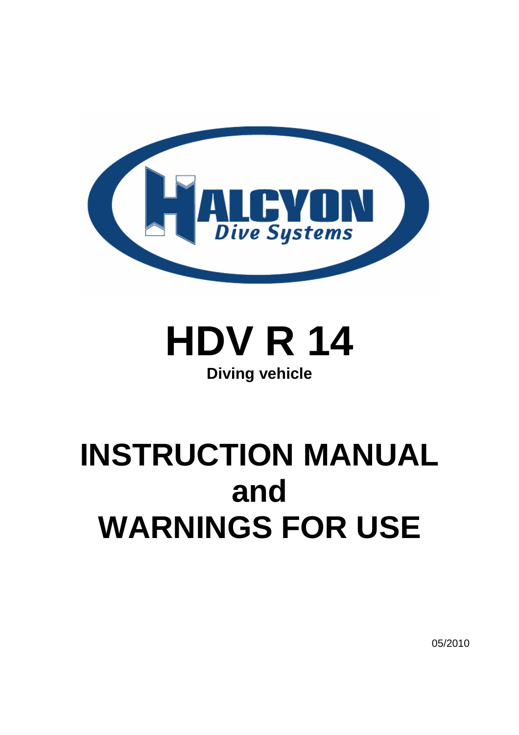HALCYON

*Dive Systems*

# HDV R 14

**Diving vehicle**

# INSTRUCTION MANUAL and WARNINGS FOR USE

05/2010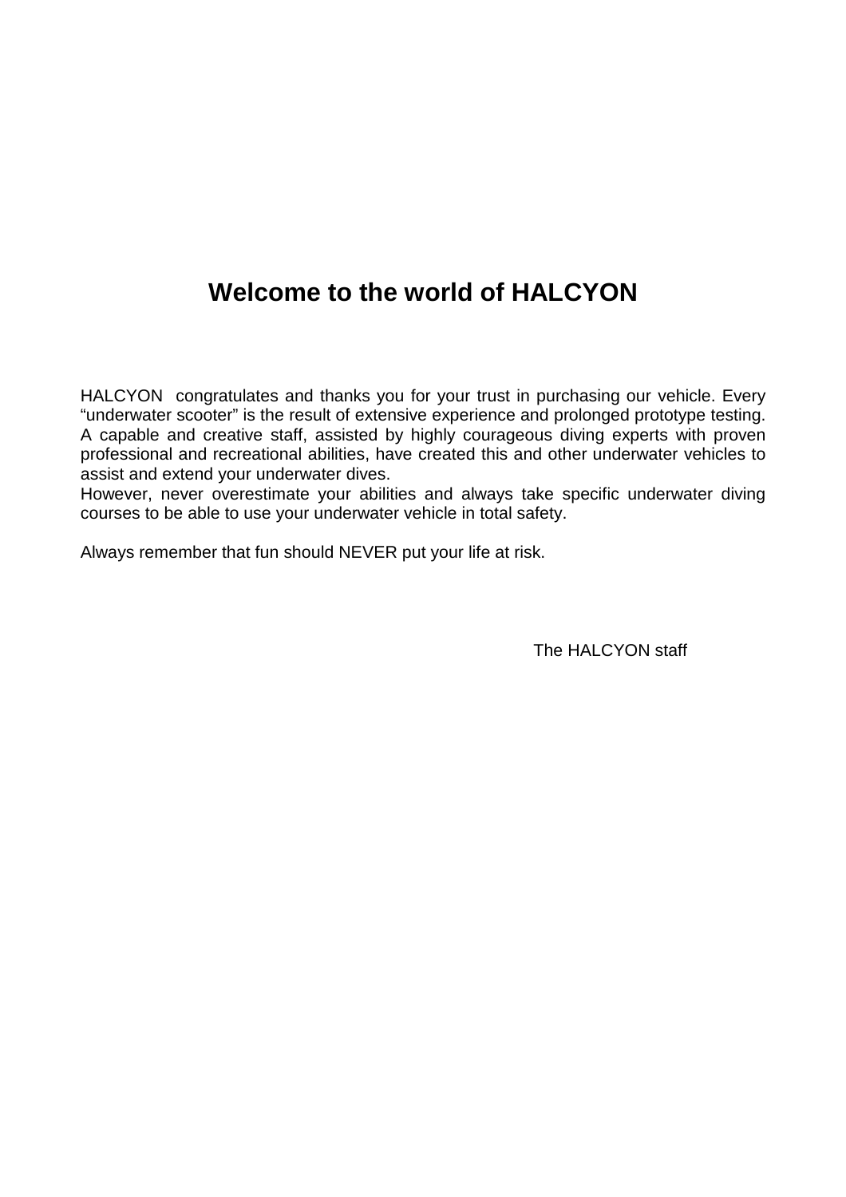# Welcome to the world of HALCYON

HALCYON congratulates and thanks you for your trust in purchasing our vehicle. Every "underwater scooter" is the result of extensive experience and prolonged prototype testing. A capable and creative staff, assisted by highly courageous diving experts with proven professional and recreational abilities, have created this and other underwater vehicles to assist and extend your underwater dives.
However, never overestimate your abilities and always take specific underwater diving courses to be able to use your underwater vehicle in total safety.

Always remember that fun should NEVER put your life at risk.

The HALCYON staff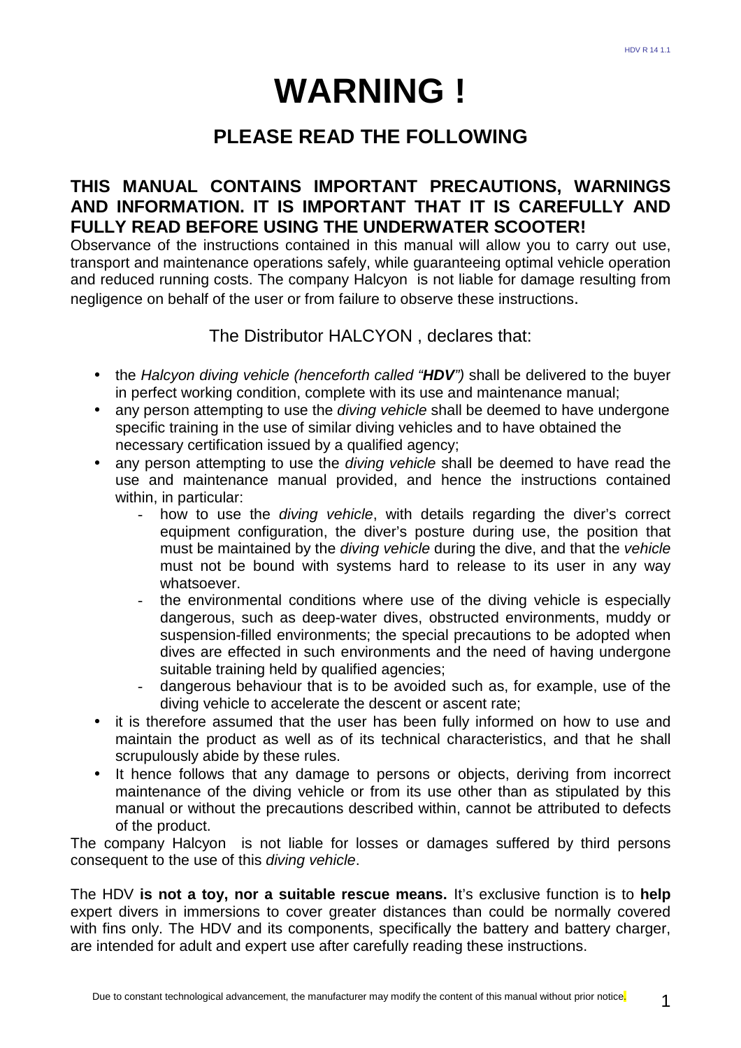# WARNING !

## PLEASE READ THE FOLLOWING

**THIS MANUAL CONTAINS IMPORTANT PRECAUTIONS, WARNINGS AND INFORMATION. IT IS IMPORTANT THAT IT IS CAREFULLY AND FULLY READ BEFORE USING THE UNDERWATER SCOOTER!**

Observance of the instructions contained in this manual will allow you to carry out use, transport and maintenance operations safely, while guaranteeing optimal vehicle operation and reduced running costs. The company Halcyon is not liable for damage resulting from negligence on behalf of the user or from failure to observe these instructions.

The Distributor HALCYON , declares that:

- the *Halcyon diving vehicle (henceforth called "**HDV**")* shall be delivered to the buyer in perfect working condition, complete with its use and maintenance manual;
- any person attempting to use the *diving vehicle* shall be deemed to have undergone specific training in the use of similar diving vehicles and to have obtained the necessary certification issued by a qualified agency;
- any person attempting to use the *diving vehicle* shall be deemed to have read the use and maintenance manual provided, and hence the instructions contained within, in particular:
  - how to use the *diving vehicle*, with details regarding the diver's correct equipment configuration, the diver's posture during use, the position that must be maintained by the *diving vehicle* during the dive, and that the *vehicle* must not be bound with systems hard to release to its user in any way whatsoever.
  - the environmental conditions where use of the diving vehicle is especially dangerous, such as deep-water dives, obstructed environments, muddy or suspension-filled environments; the special precautions to be adopted when dives are effected in such environments and the need of having undergone suitable training held by qualified agencies;
  - dangerous behaviour that is to be avoided such as, for example, use of the diving vehicle to accelerate the descent or ascent rate;
- it is therefore assumed that the user has been fully informed on how to use and maintain the product as well as of its technical characteristics, and that he shall scrupulously abide by these rules.
- It hence follows that any damage to persons or objects, deriving from incorrect maintenance of the diving vehicle or from its use other than as stipulated by this manual or without the precautions described within, cannot be attributed to defects of the product.

The company Halcyon is not liable for losses or damages suffered by third persons consequent to the use of this *diving vehicle*.

The HDV **is not a toy, nor a suitable rescue means.** It's exclusive function is to **help** expert divers in immersions to cover greater distances than could be normally covered with fins only. The HDV and its components, specifically the battery and battery charger, are intended for adult and expert use after carefully reading these instructions.

Due to constant technological advancement, the manufacturer may modify the content of this manual without prior notice.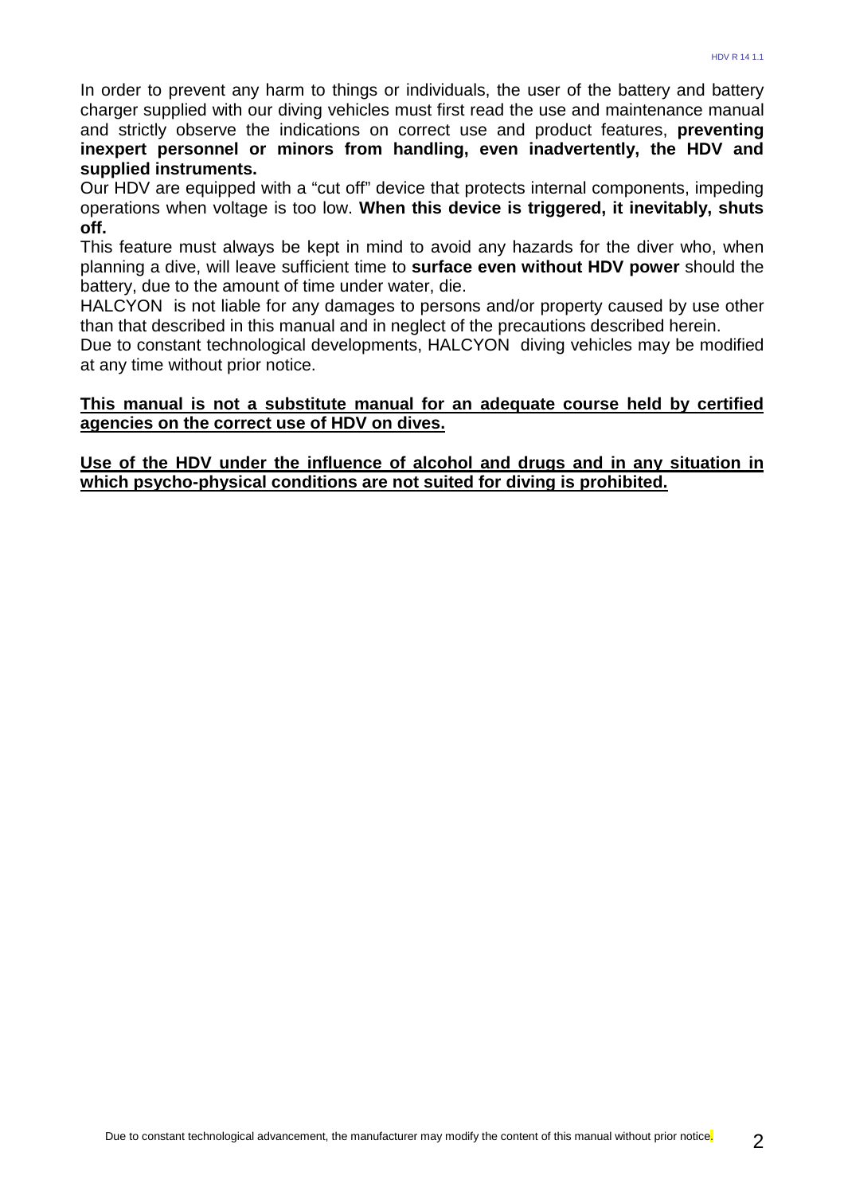In order to prevent any harm to things or individuals, the user of the battery and battery charger supplied with our diving vehicles must first read the use and maintenance manual and strictly observe the indications on correct use and product features, **preventing inexpert personnel or minors from handling, even inadvertently, the HDV and supplied instruments.**

Our HDV are equipped with a "cut off" device that protects internal components, impeding operations when voltage is too low. **When this device is triggered, it inevitably, shuts off.**

This feature must always be kept in mind to avoid any hazards for the diver who, when planning a dive, will leave sufficient time to **surface even without HDV power** should the battery, due to the amount of time under water, die.

HALCYON is not liable for any damages to persons and/or property caused by use other than that described in this manual and in neglect of the precautions described herein.

Due to constant technological developments, HALCYON diving vehicles may be modified at any time without prior notice.

<u>**This manual is not a substitute manual for an adequate course held by certified agencies on the correct use of HDV on dives.**</u>

<u>**Use of the HDV under the influence of alcohol and drugs and in any situation in which psycho-physical conditions are not suited for diving is prohibited.**</u>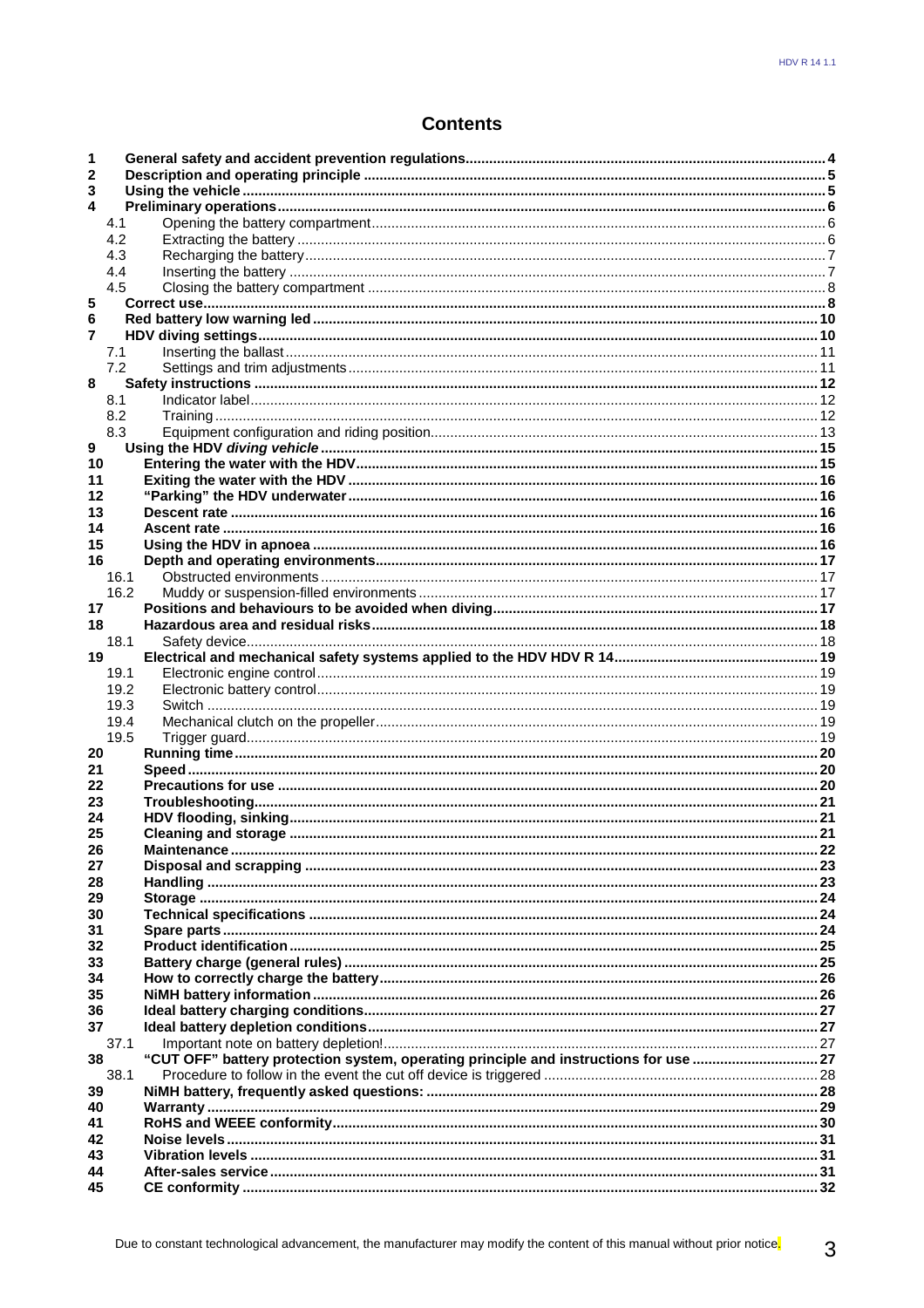# Contents

1 General safety and accident prevention regulations ... 4
2 Description and operating principle ... 5
3 Using the vehicle ... 5
4 Preliminary operations ... 6
  4.1 Opening the battery compartment ... 6
  4.2 Extracting the battery ... 6
  4.3 Recharging the battery ... 7
  4.4 Inserting the battery ... 7
  4.5 Closing the battery compartment ... 8
5 Correct use ... 8
6 Red battery low warning led ... 10
7 HDV diving settings ... 10
  7.1 Inserting the ballast ... 11
  7.2 Settings and trim adjustments ... 11
8 Safety instructions ... 12
  8.1 Indicator label ... 12
  8.2 Training ... 12
  8.3 Equipment configuration and riding position ... 13
9 Using the HDV *diving vehicle* ... 15
10 Entering the water with the HDV ... 15
11 Exiting the water with the HDV ... 16
12 "Parking" the HDV underwater ... 16
13 Descent rate ... 16
14 Ascent rate ... 16
15 Using the HDV in apnoea ... 16
16 Depth and operating environments ... 17
  16.1 Obstructed environments ... 17
  16.2 Muddy or suspension-filled environments ... 17
17 Positions and behaviours to be avoided when diving ... 17
18 Hazardous area and residual risks ... 18
  18.1 Safety device ... 18
19 Electrical and mechanical safety systems applied to the HDV HDV R 14 ... 19
  19.1 Electronic engine control ... 19
  19.2 Electronic battery control ... 19
  19.3 Switch ... 19
  19.4 Mechanical clutch on the propeller ... 19
  19.5 Trigger guard ... 19
20 Running time ... 20
21 Speed ... 20
22 Precautions for use ... 20
23 Troubleshooting ... 21
24 HDV flooding, sinking ... 21
25 Cleaning and storage ... 21
26 Maintenance ... 22
27 Disposal and scrapping ... 23
28 Handling ... 23
29 Storage ... 24
30 Technical specifications ... 24
31 Spare parts ... 24
32 Product identification ... 25
33 Battery charge (general rules) ... 25
34 How to correctly charge the battery ... 26
35 NiMH battery information ... 26
36 Ideal battery charging conditions ... 27
37 Ideal battery depletion conditions ... 27
  37.1 Important note on battery depletion! ... 27
38 "CUT OFF" battery protection system, operating principle and instructions for use ... 27
  38.1 Procedure to follow in the event the cut off device is triggered ... 28
39 NiMH battery, frequently asked questions: ... 28
40 Warranty ... 29
41 RoHS and WEEE conformity ... 30
42 Noise levels ... 31
43 Vibration levels ... 31
44 After-sales service ... 31
45 CE conformity ... 32

Due to constant technological advancement, the manufacturer may modify the content of this manual without prior notice.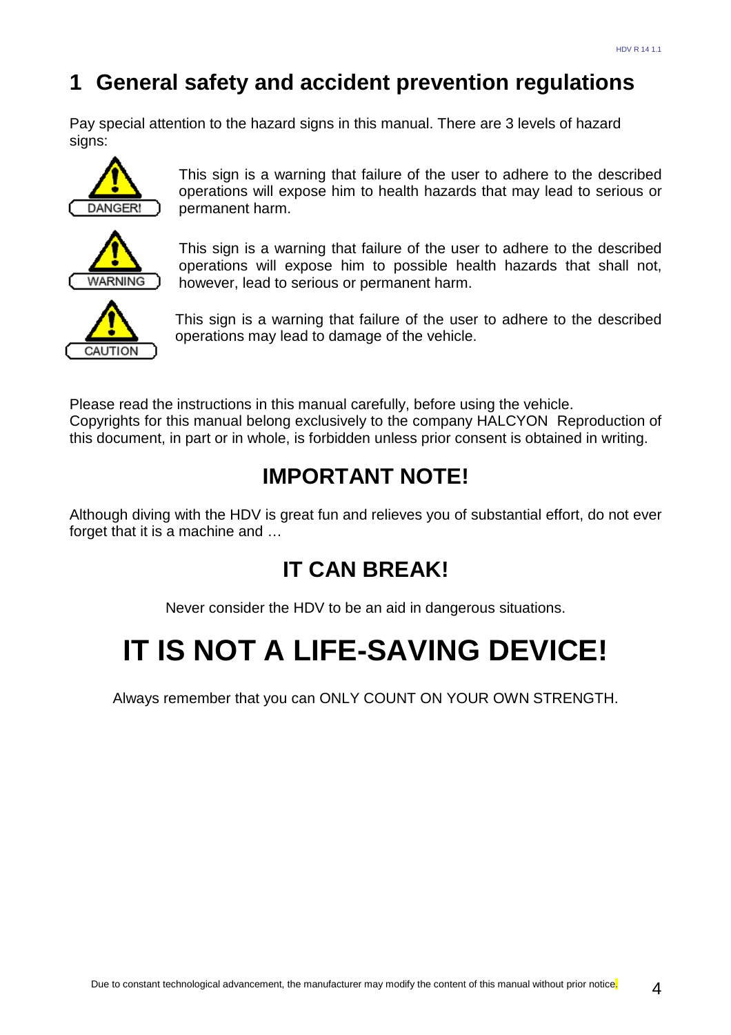# 1 General safety and accident prevention regulations

Pay special attention to the hazard signs in this manual. There are 3 levels of hazard signs:

DANGER! This sign is a warning that failure of the user to adhere to the described operations will expose him to health hazards that may lead to serious or permanent harm.

WARNING This sign is a warning that failure of the user to adhere to the described operations will expose him to possible health hazards that shall not, however, lead to serious or permanent harm.

CAUTION This sign is a warning that failure of the user to adhere to the described operations may lead to damage of the vehicle.

Please read the instructions in this manual carefully, before using the vehicle.
Copyrights for this manual belong exclusively to the company HALCYON Reproduction of this document, in part or in whole, is forbidden unless prior consent is obtained in writing.

## IMPORTANT NOTE!

Although diving with the HDV is great fun and relieves you of substantial effort, do not ever forget that it is a machine and …

## IT CAN BREAK!

Never consider the HDV to be an aid in dangerous situations.

# IT IS NOT A LIFE-SAVING DEVICE!

Always remember that you can ONLY COUNT ON YOUR OWN STRENGTH.

Due to constant technological advancement, the manufacturer may modify the content of this manual without prior notice.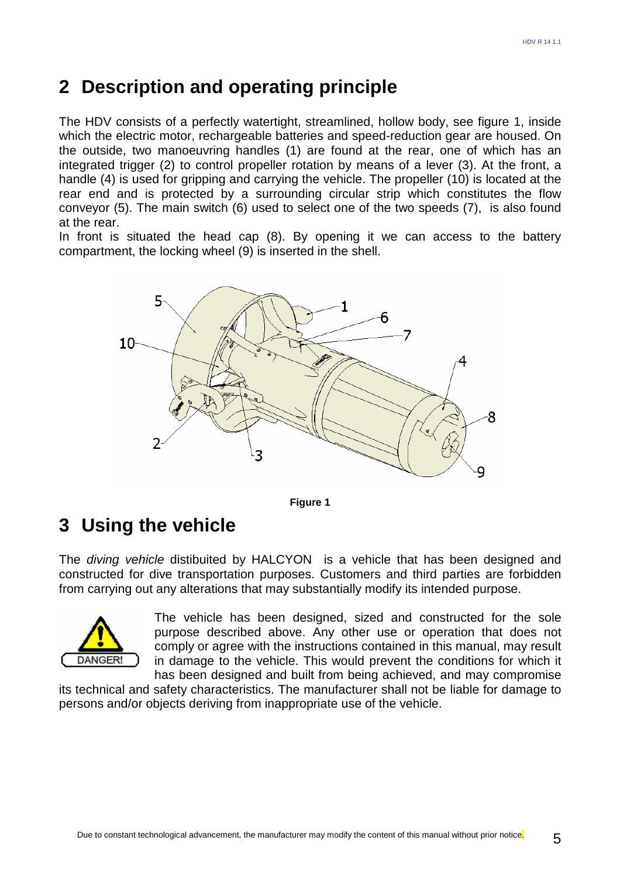## 2 Description and operating principle

The HDV consists of a perfectly watertight, streamlined, hollow body, see figure 1, inside which the electric motor, rechargeable batteries and speed-reduction gear are housed. On the outside, two manoeuvring handles (1) are found at the rear, one of which has an integrated trigger (2) to control propeller rotation by means of a lever (3). At the front, a handle (4) is used for gripping and carrying the vehicle. The propeller (10) is located at the rear end and is protected by a surrounding circular strip which constitutes the flow conveyor (5). The main switch (6) used to select one of the two speeds (7), is also found at the rear.
In front is situated the head cap (8). By opening it we can access to the battery compartment, the locking wheel (9) is inserted in the shell.

**Figure 1**

## 3 Using the vehicle

The *diving vehicle* distibuited by HALCYON is a vehicle that has been designed and constructed for dive transportation purposes. Customers and third parties are forbidden from carrying out any alterations that may substantially modify its intended purpose.

DANGER!

The vehicle has been designed, sized and constructed for the sole purpose described above. Any other use or operation that does not comply or agree with the instructions contained in this manual, may result in damage to the vehicle. This would prevent the conditions for which it has been designed and built from being achieved, and may compromise its technical and safety characteristics. The manufacturer shall not be liable for damage to persons and/or objects deriving from inappropriate use of the vehicle.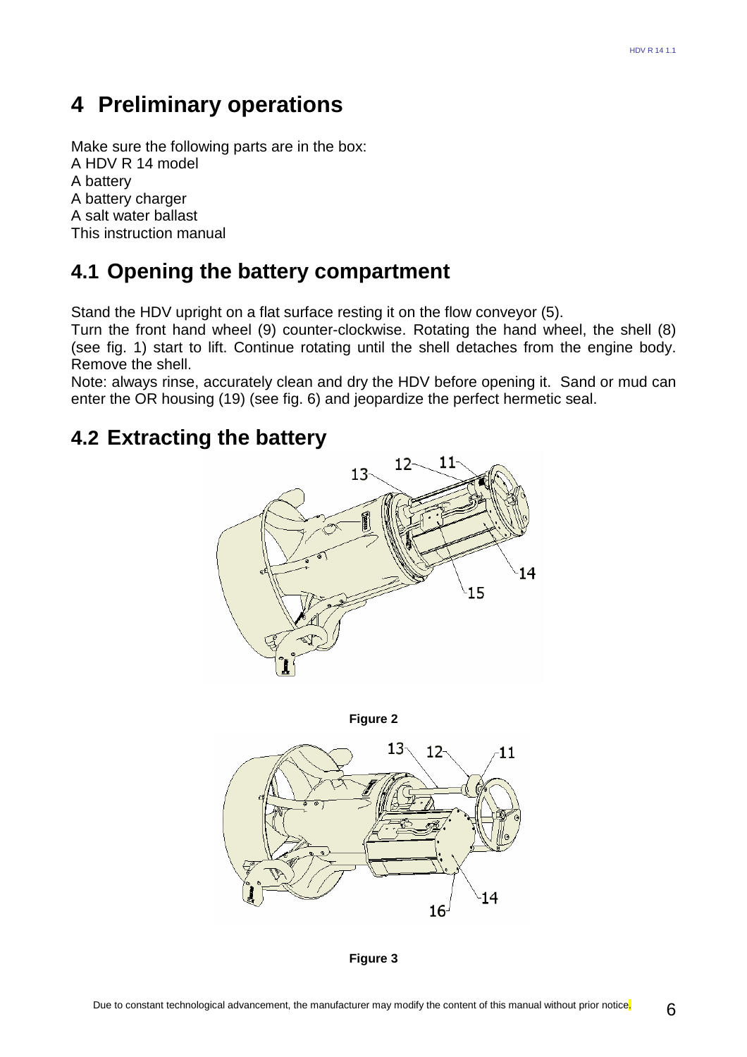# 4 Preliminary operations

Make sure the following parts are in the box:
A HDV R 14 model
A battery
A battery charger
A salt water ballast
This instruction manual

## 4.1 Opening the battery compartment

Stand the HDV upright on a flat surface resting it on the flow conveyor (5).
Turn the front hand wheel (9) counter-clockwise. Rotating the hand wheel, the shell (8) (see fig. 1) start to lift. Continue rotating until the shell detaches from the engine body. Remove the shell.
Note: always rinse, accurately clean and dry the HDV before opening it. Sand or mud can enter the OR housing (19) (see fig. 6) and jeopardize the perfect hermetic seal.

## 4.2 Extracting the battery

**Figure 2**

**Figure 3**

Due to constant technological advancement, the manufacturer may modify the content of this manual without prior notice.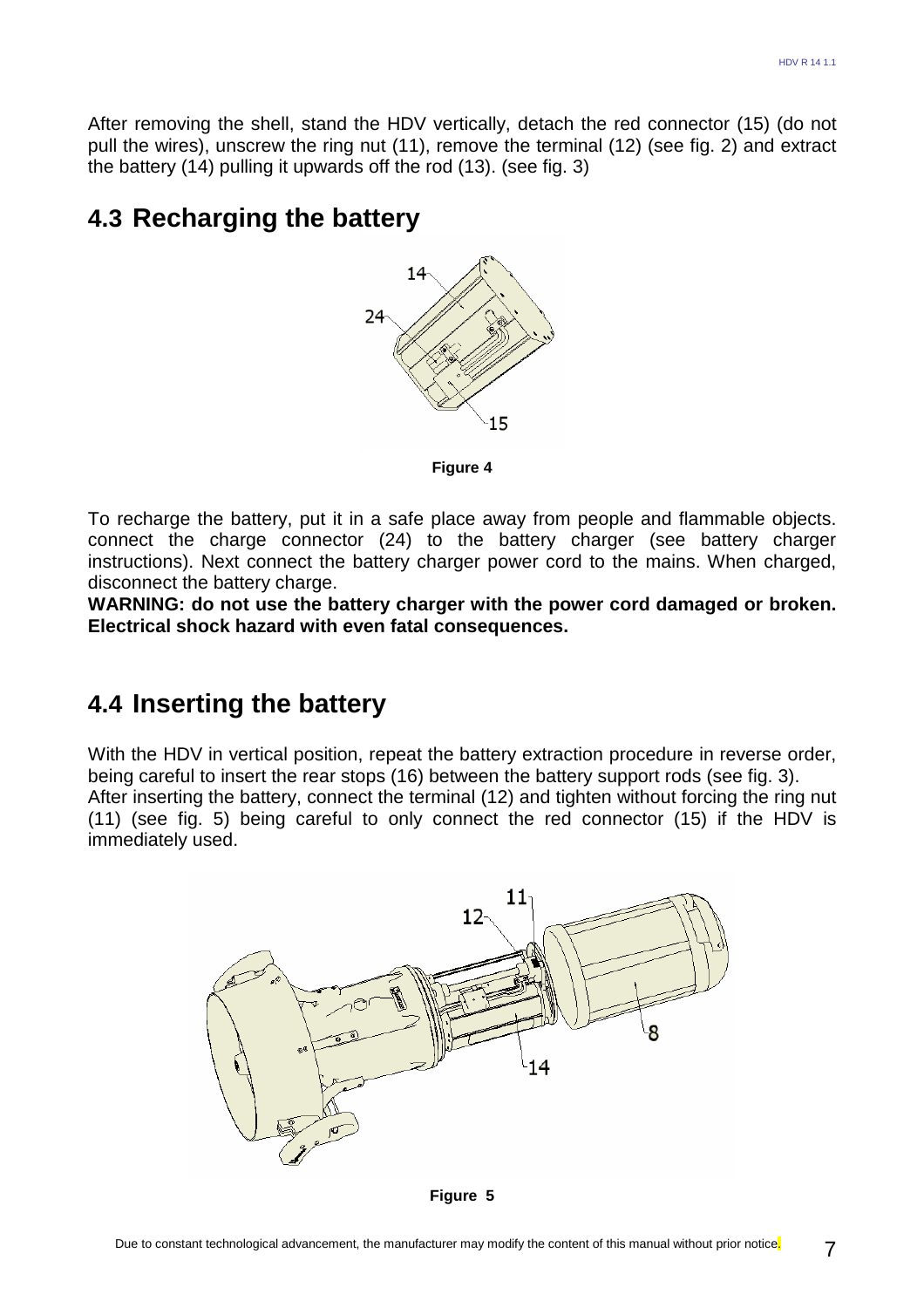After removing the shell, stand the HDV vertically, detach the red connector (15) (do not pull the wires), unscrew the ring nut (11), remove the terminal (12) (see fig. 2) and extract the battery (14) pulling it upwards off the rod (13). (see fig. 3)

## 4.3 Recharging the battery

**Figure 4**

To recharge the battery, put it in a safe place away from people and flammable objects. connect the charge connector (24) to the battery charger (see battery charger instructions). Next connect the battery charger power cord to the mains. When charged, disconnect the battery charge.

**WARNING: do not use the battery charger with the power cord damaged or broken. Electrical shock hazard with even fatal consequences.**

## 4.4 Inserting the battery

With the HDV in vertical position, repeat the battery extraction procedure in reverse order, being careful to insert the rear stops (16) between the battery support rods (see fig. 3).
After inserting the battery, connect the terminal (12) and tighten without forcing the ring nut (11) (see fig. 5) being careful to only connect the red connector (15) if the HDV is immediately used.

**Figure 5**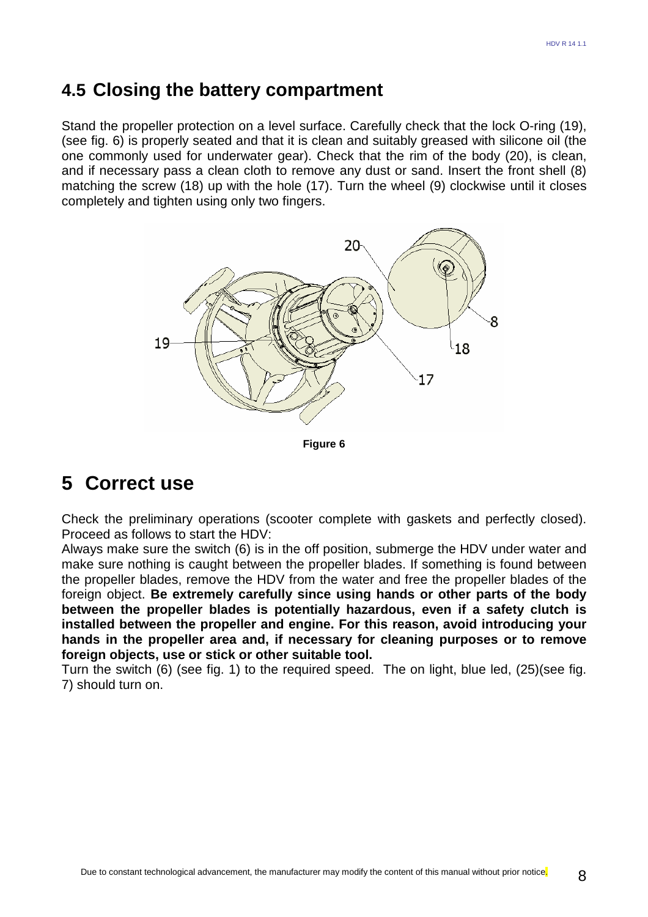## 4.5 Closing the battery compartment

Stand the propeller protection on a level surface. Carefully check that the lock O-ring (19), (see fig. 6) is properly seated and that it is clean and suitably greased with silicone oil (the one commonly used for underwater gear). Check that the rim of the body (20), is clean, and if necessary pass a clean cloth to remove any dust or sand. Insert the front shell (8) matching the screw (18) up with the hole (17). Turn the wheel (9) clockwise until it closes completely and tighten using only two fingers.

**Figure 6**

# 5 Correct use

Check the preliminary operations (scooter complete with gaskets and perfectly closed). Proceed as follows to start the HDV:

Always make sure the switch (6) is in the off position, submerge the HDV under water and make sure nothing is caught between the propeller blades. If something is found between the propeller blades, remove the HDV from the water and free the propeller blades of the foreign object. **Be extremely carefully since using hands or other parts of the body between the propeller blades is potentially hazardous, even if a safety clutch is installed between the propeller and engine. For this reason, avoid introducing your hands in the propeller area and, if necessary for cleaning purposes or to remove foreign objects, use or stick or other suitable tool.**

Turn the switch (6) (see fig. 1) to the required speed. The on light, blue led, (25)(see fig. 7) should turn on.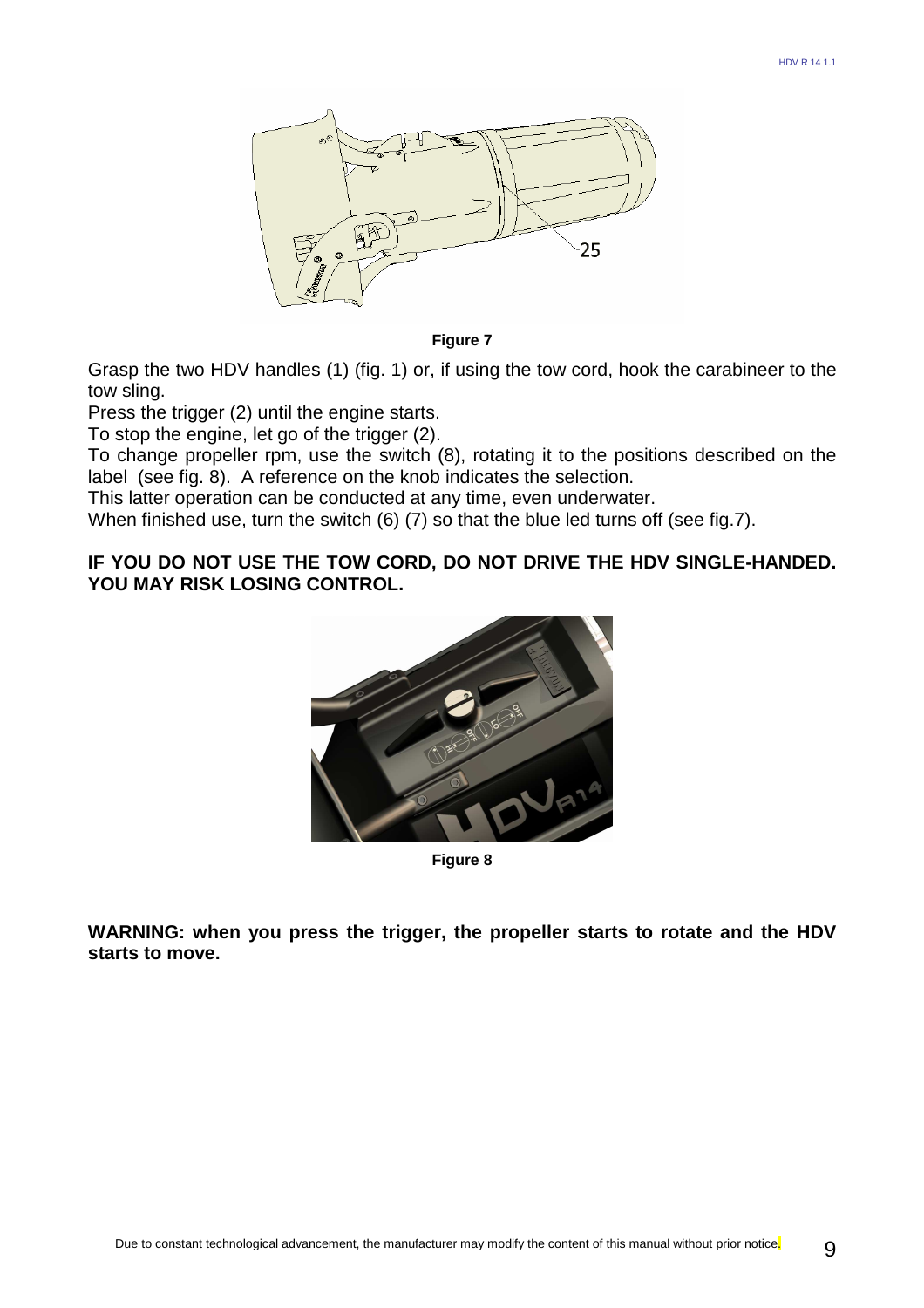Figure 7

Grasp the two HDV handles (1) (fig. 1) or, if using the tow cord, hook the carabineer to the tow sling.

Press the trigger (2) until the engine starts.

To stop the engine, let go of the trigger (2).

To change propeller rpm, use the switch (8), rotating it to the positions described on the label (see fig. 8). A reference on the knob indicates the selection.

This latter operation can be conducted at any time, even underwater.

When finished use, turn the switch (6) (7) so that the blue led turns off (see fig.7).

**IF YOU DO NOT USE THE TOW CORD, DO NOT DRIVE THE HDV SINGLE-HANDED. YOU MAY RISK LOSING CONTROL.**

Figure 8

**WARNING: when you press the trigger, the propeller starts to rotate and the HDV starts to move.**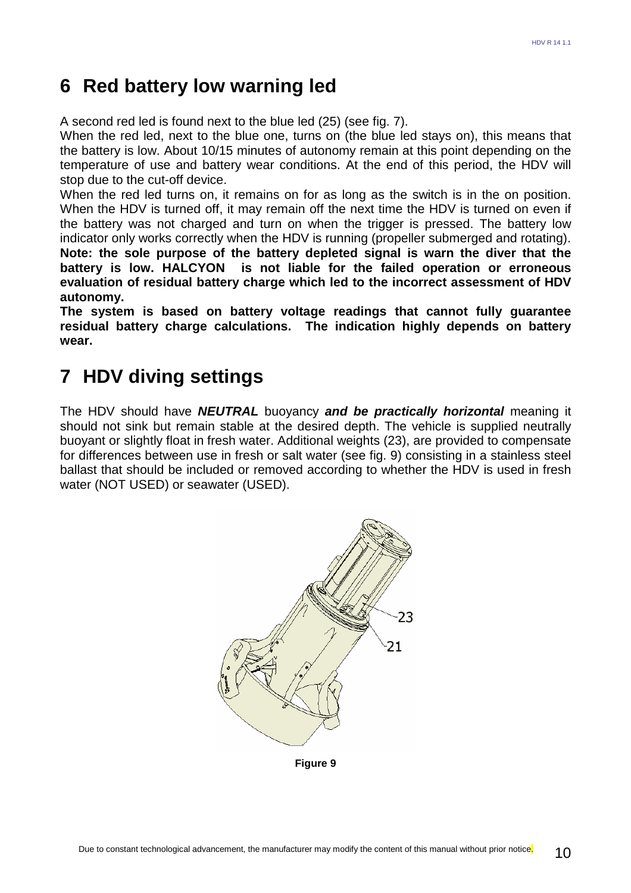# 6 Red battery low warning led

A second red led is found next to the blue led (25) (see fig. 7).
When the red led, next to the blue one, turns on (the blue led stays on), this means that the battery is low. About 10/15 minutes of autonomy remain at this point depending on the temperature of use and battery wear conditions. At the end of this period, the HDV will stop due to the cut-off device.
When the red led turns on, it remains on for as long as the switch is in the on position. When the HDV is turned off, it may remain off the next time the HDV is turned on even if the battery was not charged and turn on when the trigger is pressed. The battery low indicator only works correctly when the HDV is running (propeller submerged and rotating).
**Note: the sole purpose of the battery depleted signal is warn the diver that the battery is low. HALCYON is not liable for the failed operation or erroneous evaluation of residual battery charge which led to the incorrect assessment of HDV autonomy.**
**The system is based on battery voltage readings that cannot fully guarantee residual battery charge calculations. The indication highly depends on battery wear.**

# 7 HDV diving settings

The HDV should have ***NEUTRAL*** buoyancy ***and be practically horizontal*** meaning it should not sink but remain stable at the desired depth. The vehicle is supplied neutrally buoyant or slightly float in fresh water. Additional weights (23), are provided to compensate for differences between use in fresh or salt water (see fig. 9) consisting in a stainless steel ballast that should be included or removed according to whether the HDV is used in fresh water (NOT USED) or seawater (USED).

23
21

**Figure 9**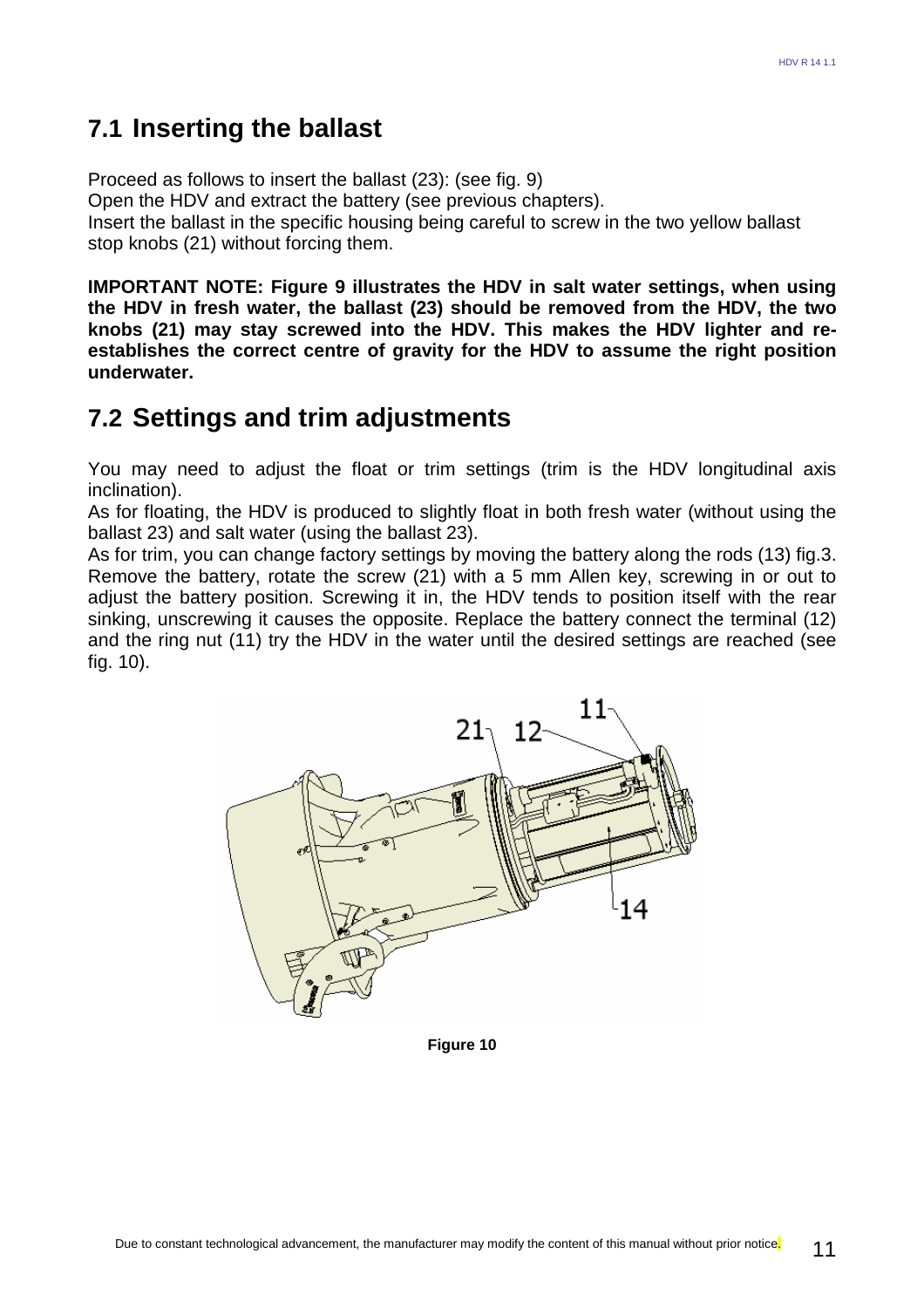## 7.1 Inserting the ballast

Proceed as follows to insert the ballast (23): (see fig. 9)
Open the HDV and extract the battery (see previous chapters).
Insert the ballast in the specific housing being careful to screw in the two yellow ballast stop knobs (21) without forcing them.

**IMPORTANT NOTE: Figure 9 illustrates the HDV in salt water settings, when using the HDV in fresh water, the ballast (23) should be removed from the HDV, the two knobs (21) may stay screwed into the HDV. This makes the HDV lighter and re-establishes the correct centre of gravity for the HDV to assume the right position underwater.**

## 7.2 Settings and trim adjustments

You may need to adjust the float or trim settings (trim is the HDV longitudinal axis inclination).
As for floating, the HDV is produced to slightly float in both fresh water (without using the ballast 23) and salt water (using the ballast 23).
As for trim, you can change factory settings by moving the battery along the rods (13) fig.3. Remove the battery, rotate the screw (21) with a 5 mm Allen key, screwing in or out to adjust the battery position. Screwing it in, the HDV tends to position itself with the rear sinking, unscrewing it causes the opposite. Replace the battery connect the terminal (12) and the ring nut (11) try the HDV in the water until the desired settings are reached (see fig. 10).

**Figure 10**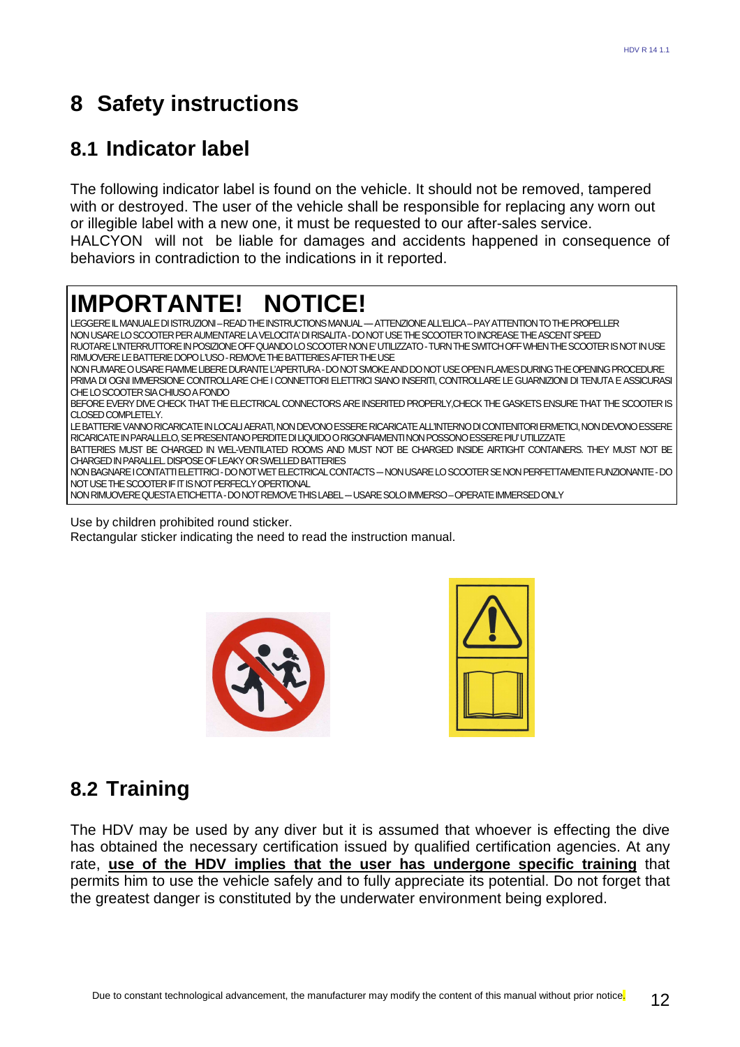# 8 Safety instructions

## 8.1 Indicator label

The following indicator label is found on the vehicle. It should not be removed, tampered with or destroyed. The user of the vehicle shall be responsible for replacing any worn out or illegible label with a new one, it must be requested to our after-sales service.
HALCYON will not be liable for damages and accidents happened in consequence of behaviors in contradiction to the indications in it reported.

**IMPORTANTE! NOTICE!**

LEGGERE IL MANUALE DI ISTRUZIONI – READ THE INSTRUCTIONS MANUAL — ATTENZIONE ALL'ELICA – PAY ATTENTION TO THE PROPELLER
NON USARE LO SCOOTER PER AUMENTARE LA VELOCITA' DI RISALITA - DO NOT USE THE SCOOTER TO INCREASE THE ASCENT SPEED
RUOTARE L'INTERRUTTORE IN POSIZIONE OFF QUANDO LO SCOOTER NON E' UTILIZZATO - TURN THE SWITCH OFF WHEN THE SCOOTER IS NOT IN USE
RIMUOVERE LE BATTERIE DOPO L'USO - REMOVE THE BATTERIES AFTER THE USE
NON FUMARE O USARE FIAMME LIBERE DURANTE L'APERTURA - DO NOT SMOKE AND DO NOT USE OPEN FLAMES DURING THE OPENING PROCEDURE
PRIMA DI OGNI IMMERSIONE CONTROLLARE CHE I CONNETTORI ELETTRICI SIANO INSERITI, CONTROLLARE LE GUARNIZIONI DI TENUTA E ASSICURASI CHE LO SCOOTER SIA CHIUSO A FONDO
BEFORE EVERY DIVE CHECK THAT THE ELECTRICAL CONNECTORS ARE INSERITED PROPERLY,CHECK THE GASKETS ENSURE THAT THE SCOOTER IS CLOSED COMPLETELY.
LE BATTERIE VANNO RICARICATE IN LOCALI AERATI, NON DEVONO ESSERE RICARICATE ALL'INTERNO DI CONTENITORI ERMETICI, NON DEVONO ESSERE RICARICATE IN PARALLELO, SE PRESENTANO PERDITE DI LIQUIDO O RIGONFIAMENTI NON POSSONO ESSERE PIU' UTILIZZATE
BATTERIES MUST BE CHARGED IN WEL-VENTILATED ROOMS AND MUST NOT BE CHARGED INSIDE AIRTIGHT CONTAINERS. THEY MUST NOT BE CHARGED IN PARALLEL. DISPOSE OF LEAKY OR SWELLED BATTERIES
NON BAGNARE I CONTATTI ELETTRICI - DO NOT WET ELECTRICAL CONTACTS — NON USARE LO SCOOTER SE NON PERFETTAMENTE FUNZIONANTE - DO NOT USE THE SCOOTER IF IT IS NOT PERFECLY OPERTIONAL
NON RIMUOVERE QUESTA ETICHETTA - DO NOT REMOVE THIS LABEL — USARE SOLO IMMERSO – OPERATE IMMERSED ONLY

Use by children prohibited round sticker.
Rectangular sticker indicating the need to read the instruction manual.

## 8.2 Training

The HDV may be used by any diver but it is assumed that whoever is effecting the dive has obtained the necessary certification issued by qualified certification agencies. At any rate, **use of the HDV implies that the user has undergone specific training** that permits him to use the vehicle safely and to fully appreciate its potential. Do not forget that the greatest danger is constituted by the underwater environment being explored.

Due to constant technological advancement, the manufacturer may modify the content of this manual without prior notice.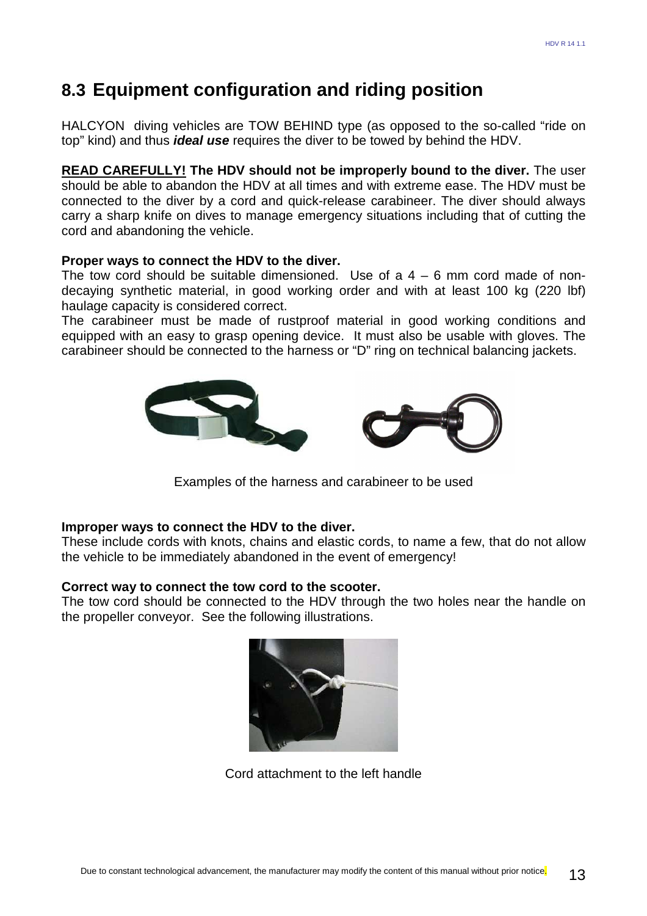## 8.3 Equipment configuration and riding position

HALCYON diving vehicles are TOW BEHIND type (as opposed to the so-called "ride on top" kind) and thus ***ideal use*** requires the diver to be towed by behind the HDV.

**READ CAREFULLY! The HDV should not be improperly bound to the diver.** The user should be able to abandon the HDV at all times and with extreme ease. The HDV must be connected to the diver by a cord and quick-release carabineer. The diver should always carry a sharp knife on dives to manage emergency situations including that of cutting the cord and abandoning the vehicle.

**Proper ways to connect the HDV to the diver.**
The tow cord should be suitable dimensioned. Use of a 4 – 6 mm cord made of non-decaying synthetic material, in good working order and with at least 100 kg (220 lbf) haulage capacity is considered correct.
The carabineer must be made of rustproof material in good working conditions and equipped with an easy to grasp opening device. It must also be usable with gloves. The carabineer should be connected to the harness or "D" ring on technical balancing jackets.

Examples of the harness and carabineer to be used

**Improper ways to connect the HDV to the diver.**
These include cords with knots, chains and elastic cords, to name a few, that do not allow the vehicle to be immediately abandoned in the event of emergency!

**Correct way to connect the tow cord to the scooter.**
The tow cord should be connected to the HDV through the two holes near the handle on the propeller conveyor. See the following illustrations.

Cord attachment to the left handle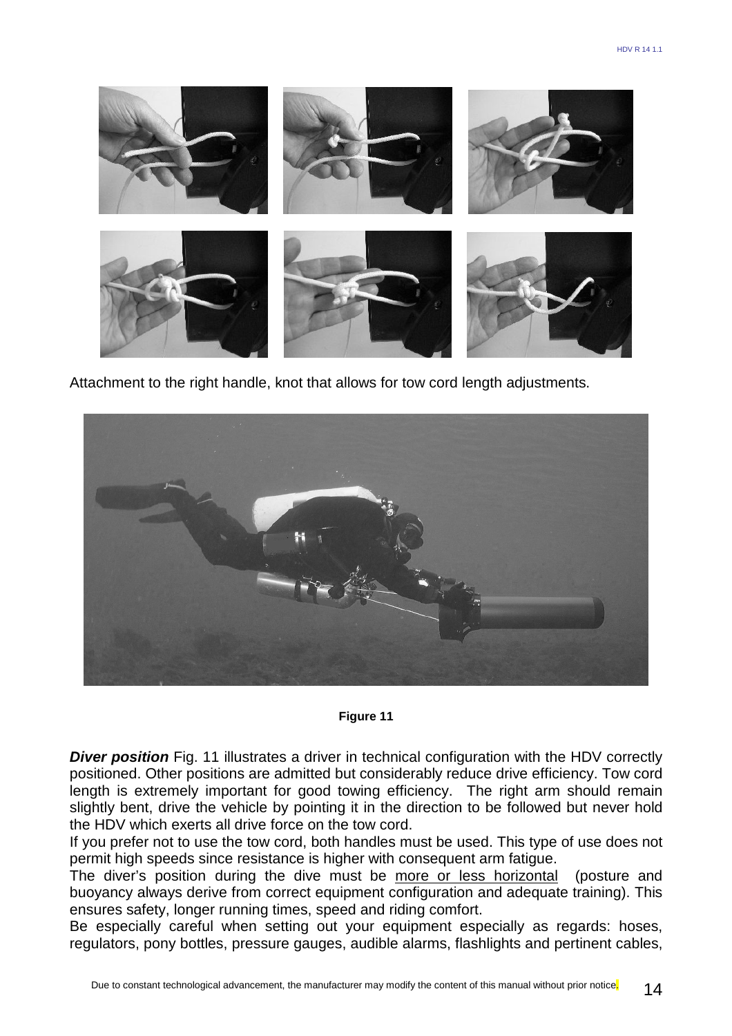Attachment to the right handle, knot that allows for tow cord length adjustments.

**Figure 11**

***Diver position*** Fig. 11 illustrates a driver in technical configuration with the HDV correctly positioned. Other positions are admitted but considerably reduce drive efficiency. Tow cord length is extremely important for good towing efficiency. The right arm should remain slightly bent, drive the vehicle by pointing it in the direction to be followed but never hold the HDV which exerts all drive force on the tow cord.

If you prefer not to use the tow cord, both handles must be used. This type of use does not permit high speeds since resistance is higher with consequent arm fatigue.

The diver's position during the dive must be <u>more or less horizontal</u> (posture and buoyancy always derive from correct equipment configuration and adequate training). This ensures safety, longer running times, speed and riding comfort.

Be especially careful when setting out your equipment especially as regards: hoses, regulators, pony bottles, pressure gauges, audible alarms, flashlights and pertinent cables,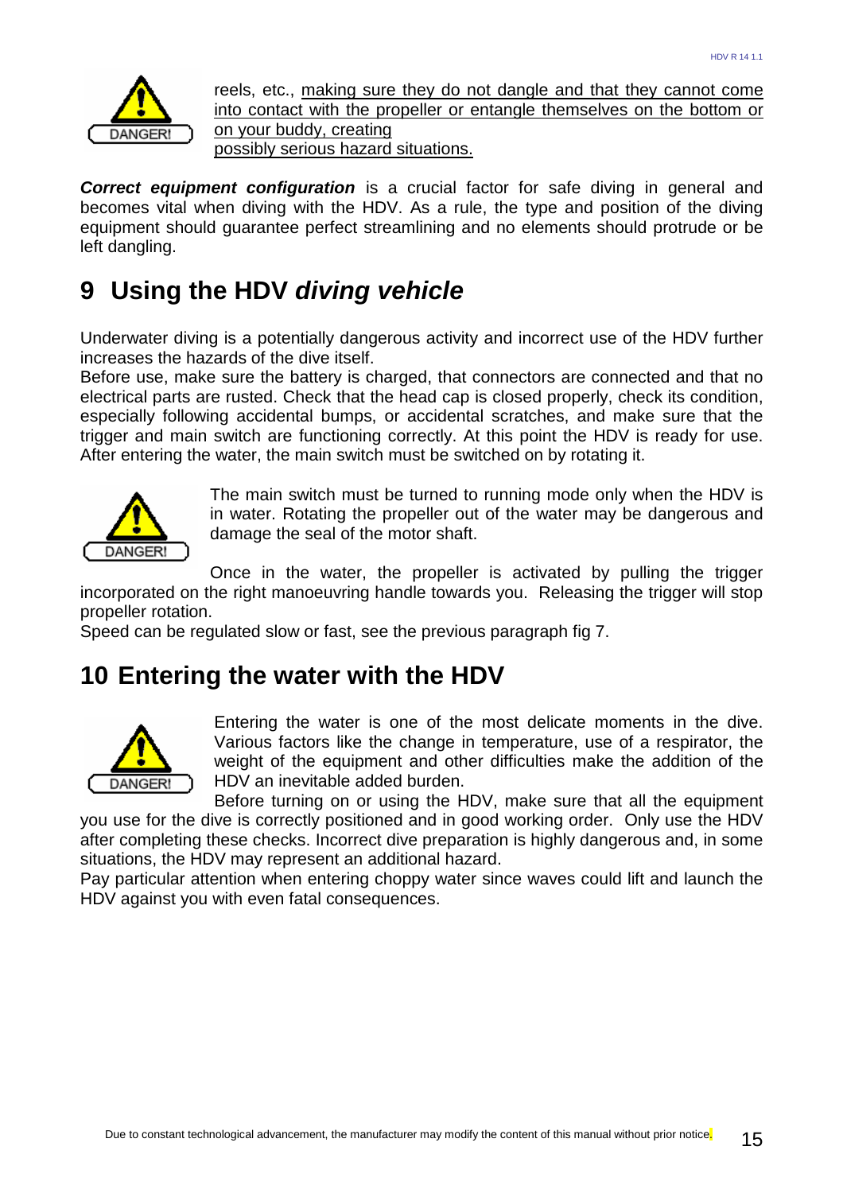reels, etc., making sure they do not dangle and that they cannot come into contact with the propeller or entangle themselves on the bottom or on your buddy, creating possibly serious hazard situations.

***Correct equipment configuration*** is a crucial factor for safe diving in general and becomes vital when diving with the HDV. As a rule, the type and position of the diving equipment should guarantee perfect streamlining and no elements should protrude or be left dangling.

# 9 Using the HDV *diving vehicle*

Underwater diving is a potentially dangerous activity and incorrect use of the HDV further increases the hazards of the dive itself.
Before use, make sure the battery is charged, that connectors are connected and that no electrical parts are rusted. Check that the head cap is closed properly, check its condition, especially following accidental bumps, or accidental scratches, and make sure that the trigger and main switch are functioning correctly. At this point the HDV is ready for use. After entering the water, the main switch must be switched on by rotating it.

The main switch must be turned to running mode only when the HDV is in water. Rotating the propeller out of the water may be dangerous and damage the seal of the motor shaft.

Once in the water, the propeller is activated by pulling the trigger incorporated on the right manoeuvring handle towards you. Releasing the trigger will stop propeller rotation.
Speed can be regulated slow or fast, see the previous paragraph fig 7.

# 10 Entering the water with the HDV

Entering the water is one of the most delicate moments in the dive. Various factors like the change in temperature, use of a respirator, the weight of the equipment and other difficulties make the addition of the HDV an inevitable added burden.
Before turning on or using the HDV, make sure that all the equipment you use for the dive is correctly positioned and in good working order. Only use the HDV after completing these checks. Incorrect dive preparation is highly dangerous and, in some situations, the HDV may represent an additional hazard.
Pay particular attention when entering choppy water since waves could lift and launch the HDV against you with even fatal consequences.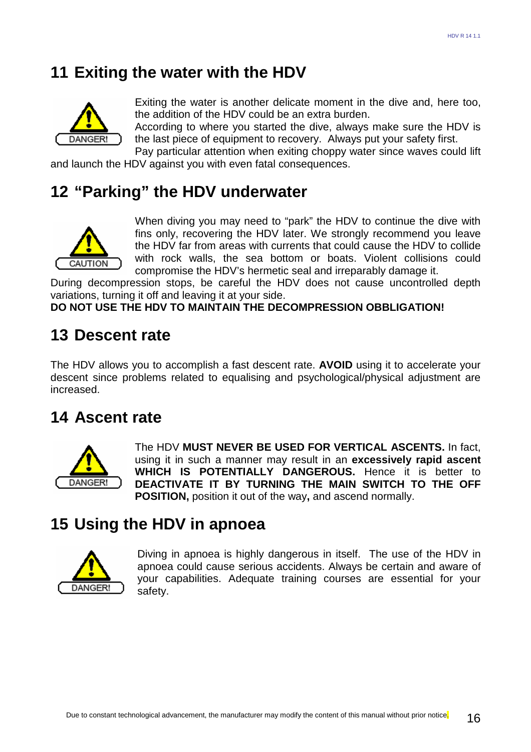## 11 Exiting the water with the HDV

DANGER!

Exiting the water is another delicate moment in the dive and, here too, the addition of the HDV could be an extra burden.
According to where you started the dive, always make sure the HDV is the last piece of equipment to recovery. Always put your safety first.
Pay particular attention when exiting choppy water since waves could lift and launch the HDV against you with even fatal consequences.

## 12 "Parking" the HDV underwater

CAUTION

When diving you may need to "park" the HDV to continue the dive with fins only, recovering the HDV later. We strongly recommend you leave the HDV far from areas with currents that could cause the HDV to collide with rock walls, the sea bottom or boats. Violent collisions could compromise the HDV's hermetic seal and irreparably damage it.
During decompression stops, be careful the HDV does not cause uncontrolled depth variations, turning it off and leaving it at your side.
**DO NOT USE THE HDV TO MAINTAIN THE DECOMPRESSION OBBLIGATION!**

## 13 Descent rate

The HDV allows you to accomplish a fast descent rate. **AVOID** using it to accelerate your descent since problems related to equalising and psychological/physical adjustment are increased.

## 14 Ascent rate

DANGER!

The HDV **MUST NEVER BE USED FOR VERTICAL ASCENTS.** In fact, using it in such a manner may result in an **excessively rapid ascent WHICH IS POTENTIALLY DANGEROUS.** Hence it is better to **DEACTIVATE IT BY TURNING THE MAIN SWITCH TO THE OFF POSITION,** position it out of the way**,** and ascend normally.

## 15 Using the HDV in apnoea

DANGER!

Diving in apnoea is highly dangerous in itself. The use of the HDV in apnoea could cause serious accidents. Always be certain and aware of your capabilities. Adequate training courses are essential for your safety.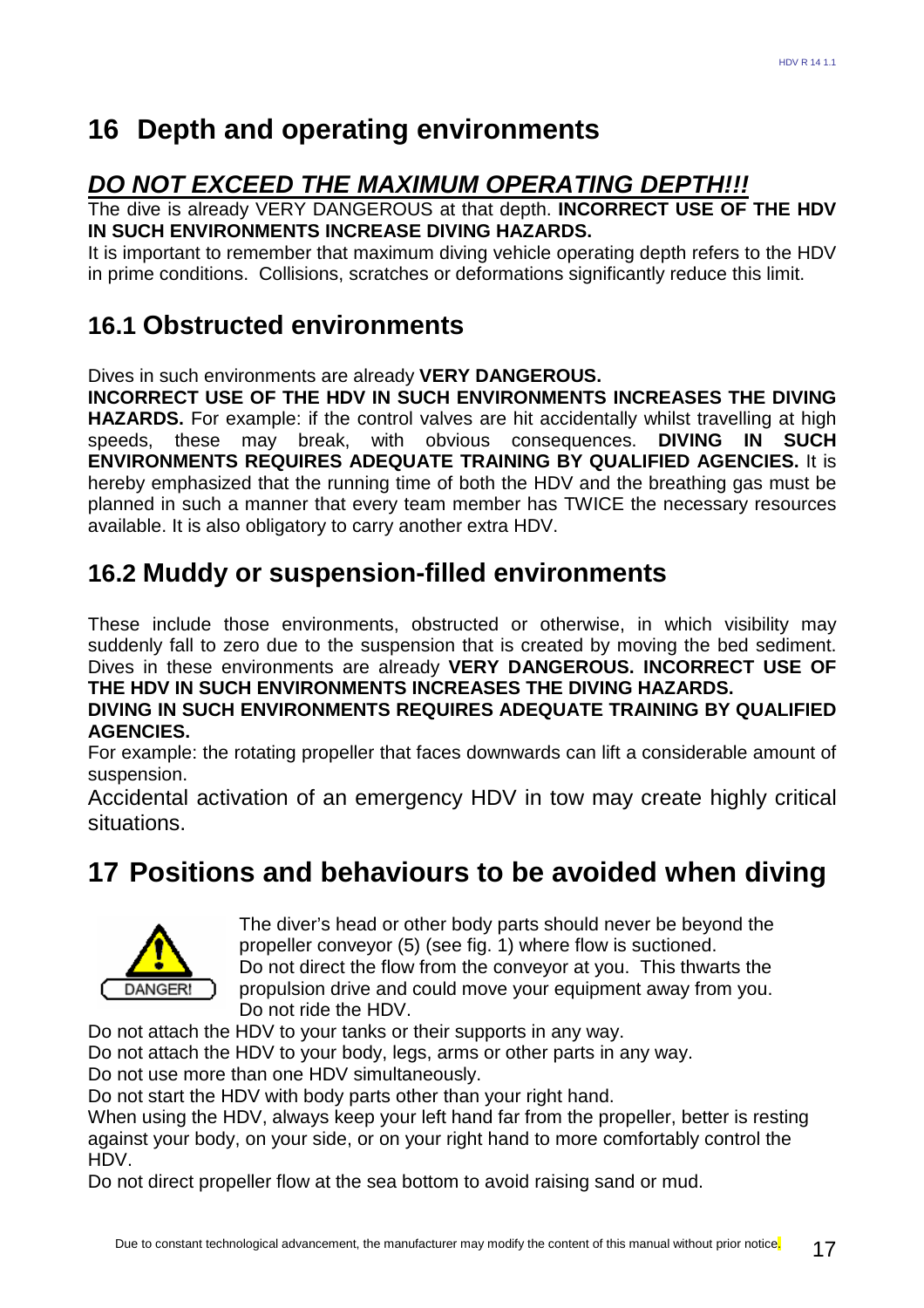# 16 Depth and operating environments

## *DO NOT EXCEED THE MAXIMUM OPERATING DEPTH!!!*

The dive is already VERY DANGEROUS at that depth. **INCORRECT USE OF THE HDV IN SUCH ENVIRONMENTS INCREASE DIVING HAZARDS.**

It is important to remember that maximum diving vehicle operating depth refers to the HDV in prime conditions. Collisions, scratches or deformations significantly reduce this limit.

## 16.1 Obstructed environments

Dives in such environments are already **VERY DANGEROUS.**

**INCORRECT USE OF THE HDV IN SUCH ENVIRONMENTS INCREASES THE DIVING HAZARDS.** For example: if the control valves are hit accidentally whilst travelling at high speeds, these may break, with obvious consequences. **DIVING IN SUCH ENVIRONMENTS REQUIRES ADEQUATE TRAINING BY QUALIFIED AGENCIES.** It is hereby emphasized that the running time of both the HDV and the breathing gas must be planned in such a manner that every team member has TWICE the necessary resources available. It is also obligatory to carry another extra HDV.

## 16.2 Muddy or suspension-filled environments

These include those environments, obstructed or otherwise, in which visibility may suddenly fall to zero due to the suspension that is created by moving the bed sediment. Dives in these environments are already **VERY DANGEROUS. INCORRECT USE OF THE HDV IN SUCH ENVIRONMENTS INCREASES THE DIVING HAZARDS.**

**DIVING IN SUCH ENVIRONMENTS REQUIRES ADEQUATE TRAINING BY QUALIFIED AGENCIES.**

For example: the rotating propeller that faces downwards can lift a considerable amount of suspension.

Accidental activation of an emergency HDV in tow may create highly critical situations.

# 17 Positions and behaviours to be avoided when diving

DANGER!

The diver's head or other body parts should never be beyond the propeller conveyor (5) (see fig. 1) where flow is suctioned.
Do not direct the flow from the conveyor at you. This thwarts the propulsion drive and could move your equipment away from you.
Do not ride the HDV.
Do not attach the HDV to your tanks or their supports in any way.
Do not attach the HDV to your body, legs, arms or other parts in any way.
Do not use more than one HDV simultaneously.
Do not start the HDV with body parts other than your right hand.
When using the HDV, always keep your left hand far from the propeller, better is resting against your body, on your side, or on your right hand to more comfortably control the HDV.
Do not direct propeller flow at the sea bottom to avoid raising sand or mud.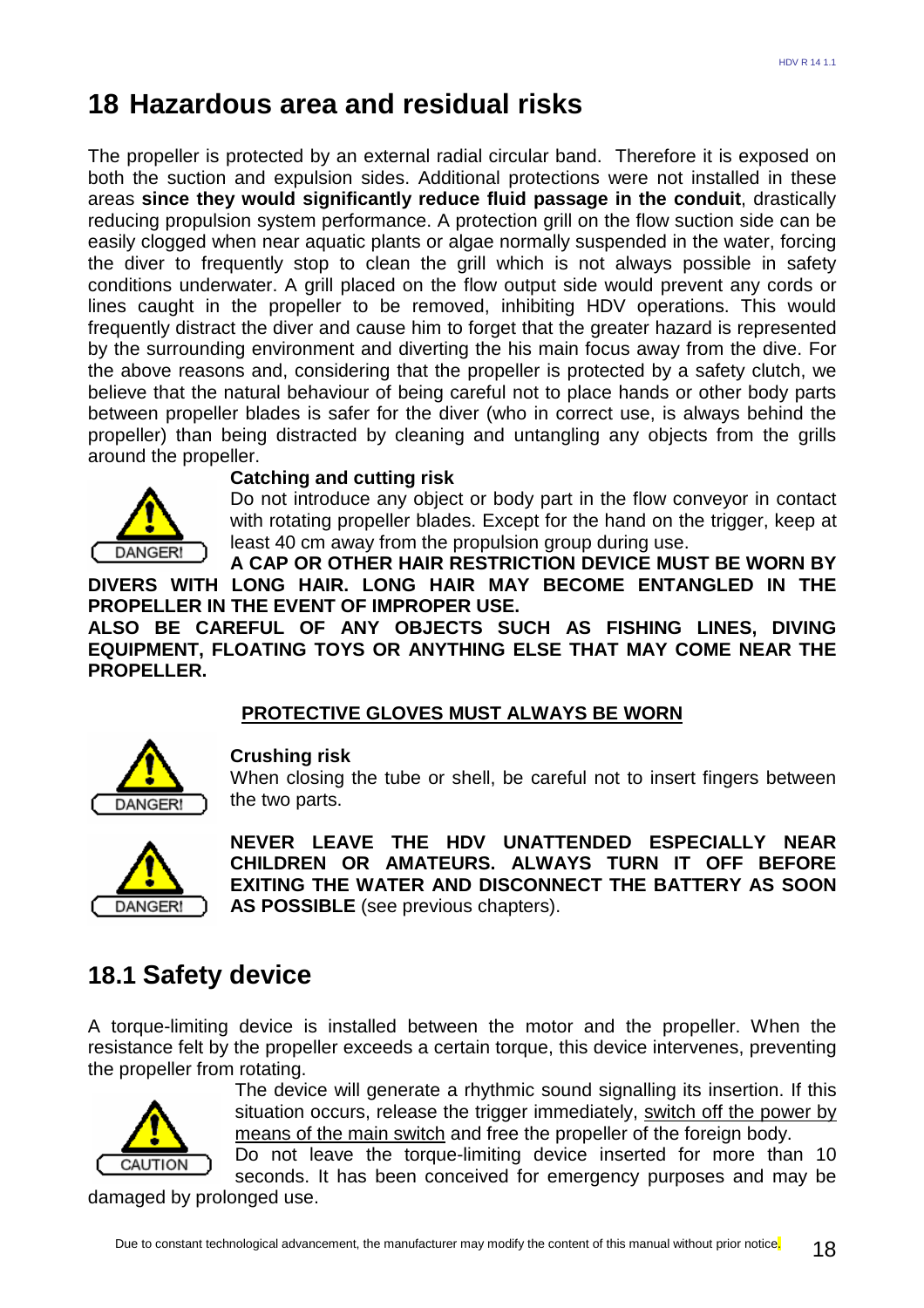# 18 Hazardous area and residual risks

The propeller is protected by an external radial circular band. Therefore it is exposed on both the suction and expulsion sides. Additional protections were not installed in these areas **since they would significantly reduce fluid passage in the conduit**, drastically reducing propulsion system performance. A protection grill on the flow suction side can be easily clogged when near aquatic plants or algae normally suspended in the water, forcing the diver to frequently stop to clean the grill which is not always possible in safety conditions underwater. A grill placed on the flow output side would prevent any cords or lines caught in the propeller to be removed, inhibiting HDV operations. This would frequently distract the diver and cause him to forget that the greater hazard is represented by the surrounding environment and diverting the his main focus away from the dive. For the above reasons and, considering that the propeller is protected by a safety clutch, we believe that the natural behaviour of being careful not to place hands or other body parts between propeller blades is safer for the diver (who in correct use, is always behind the propeller) than being distracted by cleaning and untangling any objects from the grills around the propeller.

DANGER!

**Catching and cutting risk**

Do not introduce any object or body part in the flow conveyor in contact with rotating propeller blades. Except for the hand on the trigger, keep at least 40 cm away from the propulsion group during use.

**A CAP OR OTHER HAIR RESTRICTION DEVICE MUST BE WORN BY DIVERS WITH LONG HAIR. LONG HAIR MAY BECOME ENTANGLED IN THE PROPELLER IN THE EVENT OF IMPROPER USE.**

**ALSO BE CAREFUL OF ANY OBJECTS SUCH AS FISHING LINES, DIVING EQUIPMENT, FLOATING TOYS OR ANYTHING ELSE THAT MAY COME NEAR THE PROPELLER.**

**PROTECTIVE GLOVES MUST ALWAYS BE WORN**

DANGER!

**Crushing risk**

When closing the tube or shell, be careful not to insert fingers between the two parts.

DANGER!

**NEVER LEAVE THE HDV UNATTENDED ESPECIALLY NEAR CHILDREN OR AMATEURS. ALWAYS TURN IT OFF BEFORE EXITING THE WATER AND DISCONNECT THE BATTERY AS SOON AS POSSIBLE** (see previous chapters).

## 18.1 Safety device

A torque-limiting device is installed between the motor and the propeller. When the resistance felt by the propeller exceeds a certain torque, this device intervenes, preventing the propeller from rotating.

CAUTION

The device will generate a rhythmic sound signalling its insertion. If this situation occurs, release the trigger immediately, switch off the power by means of the main switch and free the propeller of the foreign body.

Do not leave the torque-limiting device inserted for more than 10 seconds. It has been conceived for emergency purposes and may be damaged by prolonged use.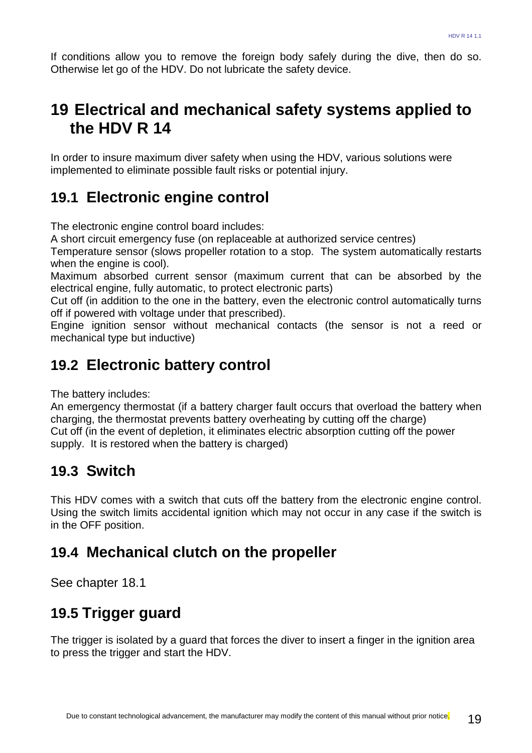If conditions allow you to remove the foreign body safely during the dive, then do so. Otherwise let go of the HDV. Do not lubricate the safety device.

# 19 Electrical and mechanical safety systems applied to the HDV R 14

In order to insure maximum diver safety when using the HDV, various solutions were implemented to eliminate possible fault risks or potential injury.

## 19.1 Electronic engine control

The electronic engine control board includes:

A short circuit emergency fuse (on replaceable at authorized service centres)

Temperature sensor (slows propeller rotation to a stop. The system automatically restarts when the engine is cool).

Maximum absorbed current sensor (maximum current that can be absorbed by the electrical engine, fully automatic, to protect electronic parts)

Cut off (in addition to the one in the battery, even the electronic control automatically turns off if powered with voltage under that prescribed).

Engine ignition sensor without mechanical contacts (the sensor is not a reed or mechanical type but inductive)

## 19.2 Electronic battery control

The battery includes:

An emergency thermostat (if a battery charger fault occurs that overload the battery when charging, the thermostat prevents battery overheating by cutting off the charge)

Cut off (in the event of depletion, it eliminates electric absorption cutting off the power supply. It is restored when the battery is charged)

## 19.3 Switch

This HDV comes with a switch that cuts off the battery from the electronic engine control. Using the switch limits accidental ignition which may not occur in any case if the switch is in the OFF position.

## 19.4 Mechanical clutch on the propeller

See chapter 18.1

## 19.5 Trigger guard

The trigger is isolated by a guard that forces the diver to insert a finger in the ignition area to press the trigger and start the HDV.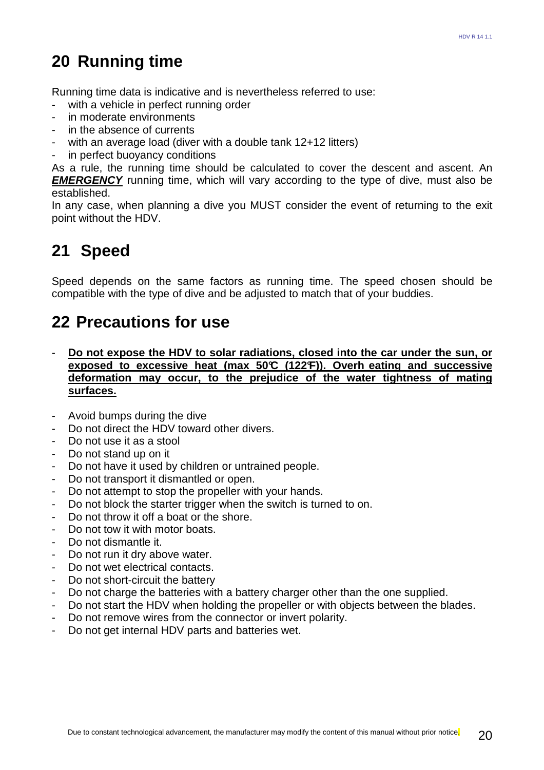# 20 Running time

Running time data is indicative and is nevertheless referred to use:

- with a vehicle in perfect running order
- in moderate environments
- in the absence of currents
- with an average load (diver with a double tank 12+12 litters)
- in perfect buoyancy conditions

As a rule, the running time should be calculated to cover the descent and ascent. An ***EMERGENCY*** running time, which will vary according to the type of dive, must also be established.

In any case, when planning a dive you MUST consider the event of returning to the exit point without the HDV.

# 21 Speed

Speed depends on the same factors as running time. The speed chosen should be compatible with the type of dive and be adjusted to match that of your buddies.

# 22 Precautions for use

- **Do not expose the HDV to solar radiations, closed into the car under the sun, or exposed to excessive heat (max 50°C (122°F)). Overh eating and successive deformation may occur, to the prejudice of the water tightness of mating surfaces.**

- Avoid bumps during the dive
- Do not direct the HDV toward other divers.
- Do not use it as a stool
- Do not stand up on it
- Do not have it used by children or untrained people.
- Do not transport it dismantled or open.
- Do not attempt to stop the propeller with your hands.
- Do not block the starter trigger when the switch is turned to on.
- Do not throw it off a boat or the shore.
- Do not tow it with motor boats.
- Do not dismantle it.
- Do not run it dry above water.
- Do not wet electrical contacts.
- Do not short-circuit the battery
- Do not charge the batteries with a battery charger other than the one supplied.
- Do not start the HDV when holding the propeller or with objects between the blades.
- Do not remove wires from the connector or invert polarity.
- Do not get internal HDV parts and batteries wet.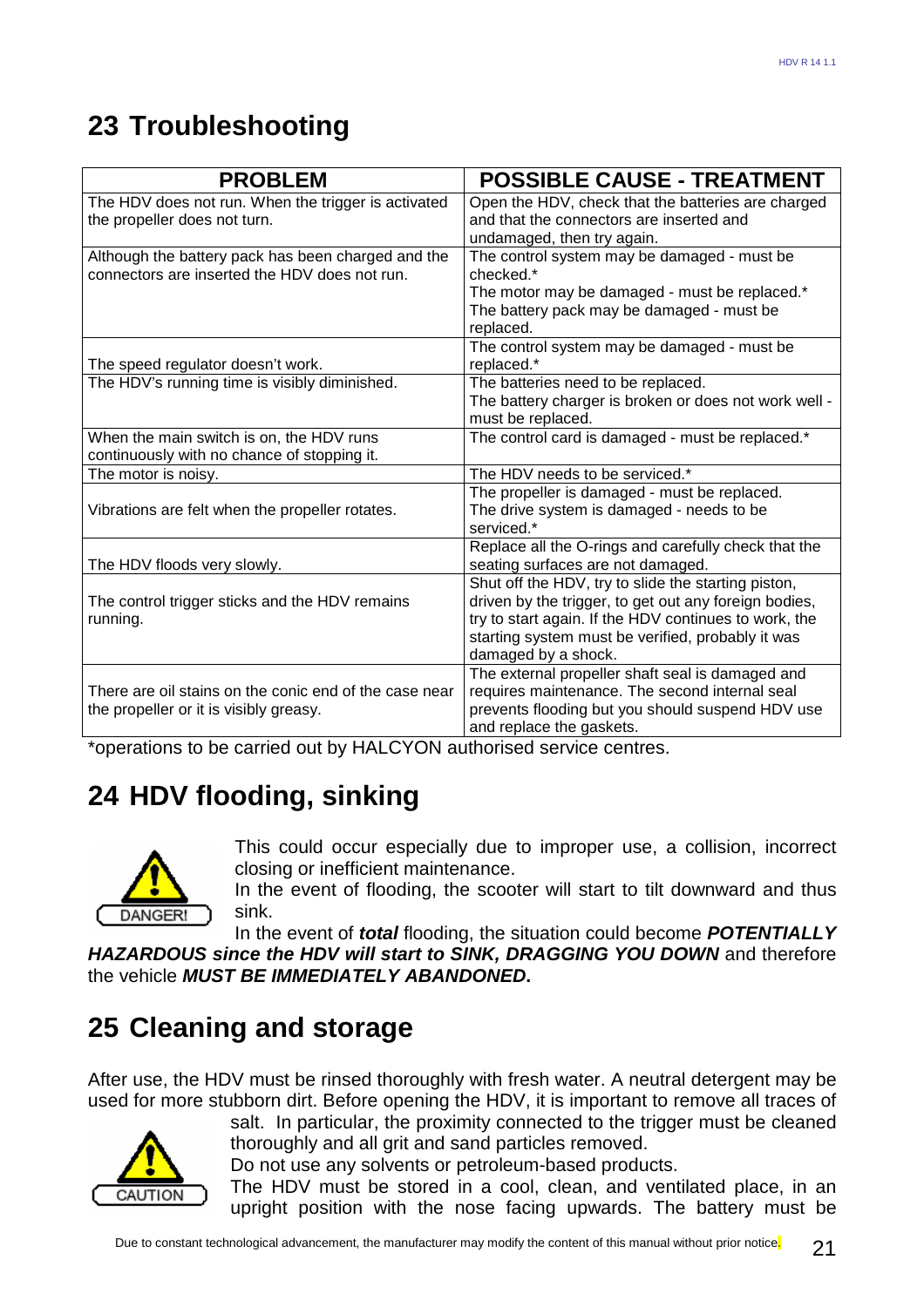# 23 Troubleshooting

| PROBLEM | POSSIBLE CAUSE - TREATMENT |
|---|---|
| The HDV does not run. When the trigger is activated the propeller does not turn. | Open the HDV, check that the batteries are charged and that the connectors are inserted and undamaged, then try again. |
| Although the battery pack has been charged and the connectors are inserted the HDV does not run. | The control system may be damaged - must be checked.* The motor may be damaged - must be replaced.* The battery pack may be damaged - must be replaced. |
| The speed regulator doesn't work. | The control system may be damaged - must be replaced.* |
| The HDV's running time is visibly diminished. | The batteries need to be replaced. The battery charger is broken or does not work well - must be replaced. |
| When the main switch is on, the HDV runs continuously with no chance of stopping it. | The control card is damaged - must be replaced.* |
| The motor is noisy. | The HDV needs to be serviced.* |
| Vibrations are felt when the propeller rotates. | The propeller is damaged - must be replaced. The drive system is damaged - needs to be serviced.* |
| The HDV floods very slowly. | Replace all the O-rings and carefully check that the seating surfaces are not damaged. |
| The control trigger sticks and the HDV remains running. | Shut off the HDV, try to slide the starting piston, driven by the trigger, to get out any foreign bodies, try to start again. If the HDV continues to work, the starting system must be verified, probably it was damaged by a shock. |
| There are oil stains on the conic end of the case near the propeller or it is visibly greasy. | The external propeller shaft seal is damaged and requires maintenance. The second internal seal prevents flooding but you should suspend HDV use and replace the gaskets. |

*operations to be carried out by HALCYON authorised service centres.

# 24 HDV flooding, sinking

DANGER!

This could occur especially due to improper use, a collision, incorrect closing or inefficient maintenance.

In the event of flooding, the scooter will start to tilt downward and thus sink.

In the event of ***total*** flooding, the situation could become ***POTENTIALLY HAZARDOUS since the HDV will start to SINK, DRAGGING YOU DOWN*** and therefore the vehicle ***MUST BE IMMEDIATELY ABANDONED***.

# 25 Cleaning and storage

After use, the HDV must be rinsed thoroughly with fresh water. A neutral detergent may be used for more stubborn dirt. Before opening the HDV, it is important to remove all traces of salt. In particular, the proximity connected to the trigger must be cleaned thoroughly and all grit and sand particles removed.

CAUTION

Do not use any solvents or petroleum-based products.

The HDV must be stored in a cool, clean, and ventilated place, in an upright position with the nose facing upwards. The battery must be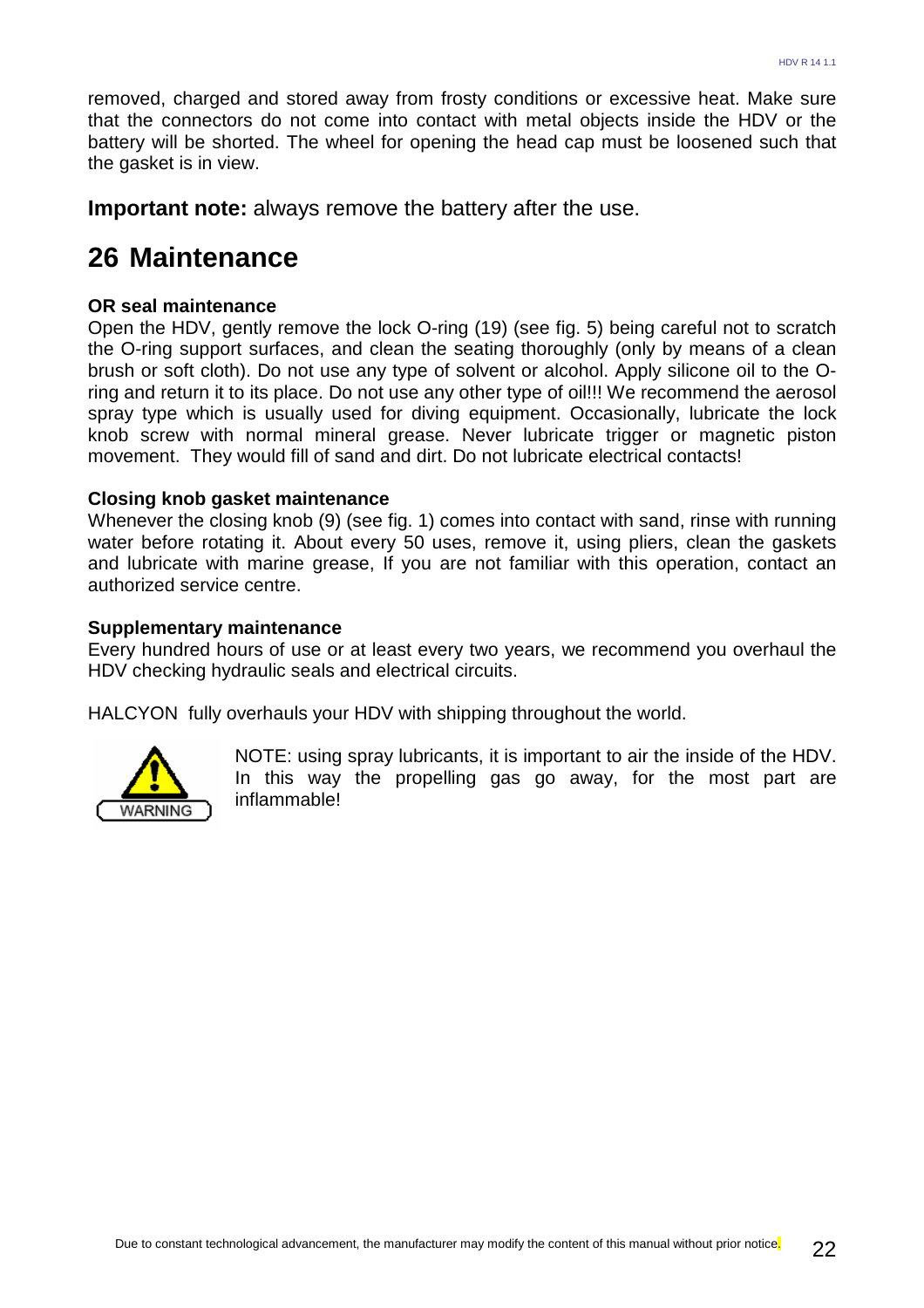removed, charged and stored away from frosty conditions or excessive heat. Make sure that the connectors do not come into contact with metal objects inside the HDV or the battery will be shorted. The wheel for opening the head cap must be loosened such that the gasket is in view.

**Important note:** always remove the battery after the use.

# 26 Maintenance

**OR seal maintenance**

Open the HDV, gently remove the lock O-ring (19) (see fig. 5) being careful not to scratch the O-ring support surfaces, and clean the seating thoroughly (only by means of a clean brush or soft cloth). Do not use any type of solvent or alcohol. Apply silicone oil to the O-ring and return it to its place. Do not use any other type of oil!!! We recommend the aerosol spray type which is usually used for diving equipment. Occasionally, lubricate the lock knob screw with normal mineral grease. Never lubricate trigger or magnetic piston movement. They would fill of sand and dirt. Do not lubricate electrical contacts!

**Closing knob gasket maintenance**

Whenever the closing knob (9) (see fig. 1) comes into contact with sand, rinse with running water before rotating it. About every 50 uses, remove it, using pliers, clean the gaskets and lubricate with marine grease, If you are not familiar with this operation, contact an authorized service centre.

**Supplementary maintenance**

Every hundred hours of use or at least every two years, we recommend you overhaul the HDV checking hydraulic seals and electrical circuits.

HALCYON fully overhauls your HDV with shipping throughout the world.

WARNING

NOTE: using spray lubricants, it is important to air the inside of the HDV. In this way the propelling gas go away, for the most part are inflammable!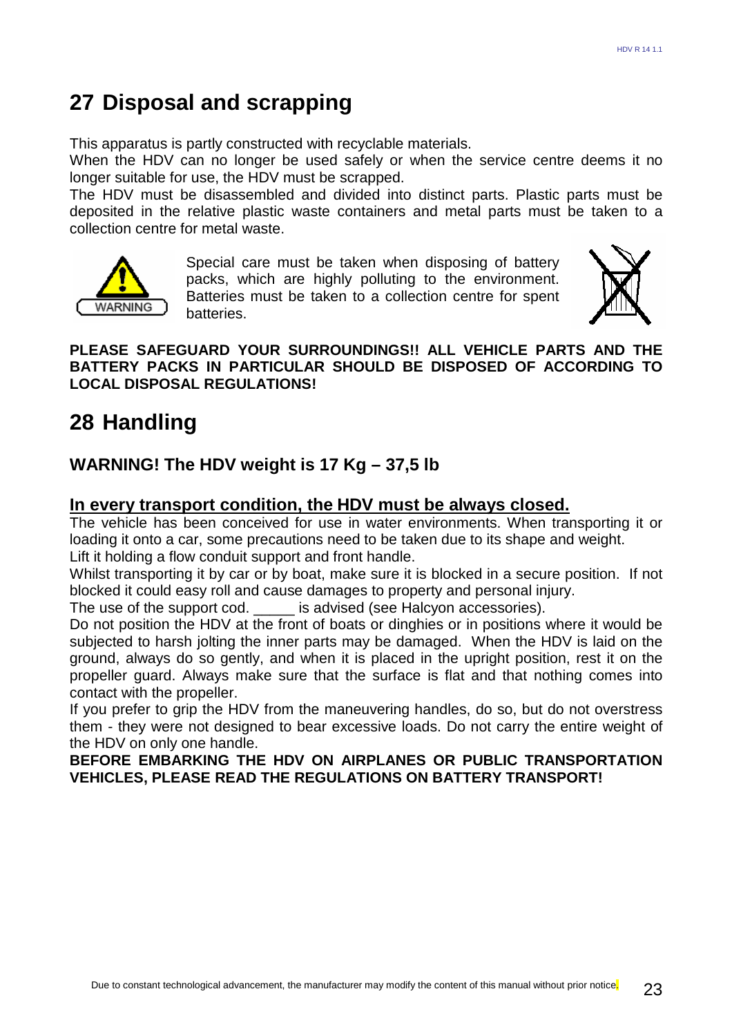# 27 Disposal and scrapping

This apparatus is partly constructed with recyclable materials.
When the HDV can no longer be used safely or when the service centre deems it no longer suitable for use, the HDV must be scrapped.
The HDV must be disassembled and divided into distinct parts. Plastic parts must be deposited in the relative plastic waste containers and metal parts must be taken to a collection centre for metal waste.

WARNING

Special care must be taken when disposing of battery packs, which are highly polluting to the environment. Batteries must be taken to a collection centre for spent batteries.

**PLEASE SAFEGUARD YOUR SURROUNDINGS!! ALL VEHICLE PARTS AND THE BATTERY PACKS IN PARTICULAR SHOULD BE DISPOSED OF ACCORDING TO LOCAL DISPOSAL REGULATIONS!**

# 28 Handling

## WARNING! The HDV weight is 17 Kg – 37,5 lb

### In every transport condition, the HDV must be always closed.

The vehicle has been conceived for use in water environments. When transporting it or loading it onto a car, some precautions need to be taken due to its shape and weight.
Lift it holding a flow conduit support and front handle.
Whilst transporting it by car or by boat, make sure it is blocked in a secure position. If not blocked it could easy roll and cause damages to property and personal injury.
The use of the support cod. _____ is advised (see Halcyon accessories).
Do not position the HDV at the front of boats or dinghies or in positions where it would be subjected to harsh jolting the inner parts may be damaged. When the HDV is laid on the ground, always do so gently, and when it is placed in the upright position, rest it on the propeller guard. Always make sure that the surface is flat and that nothing comes into contact with the propeller.
If you prefer to grip the HDV from the maneuvering handles, do so, but do not overstress them - they were not designed to bear excessive loads. Do not carry the entire weight of the HDV on only one handle.

**BEFORE EMBARKING THE HDV ON AIRPLANES OR PUBLIC TRANSPORTATION VEHICLES, PLEASE READ THE REGULATIONS ON BATTERY TRANSPORT!**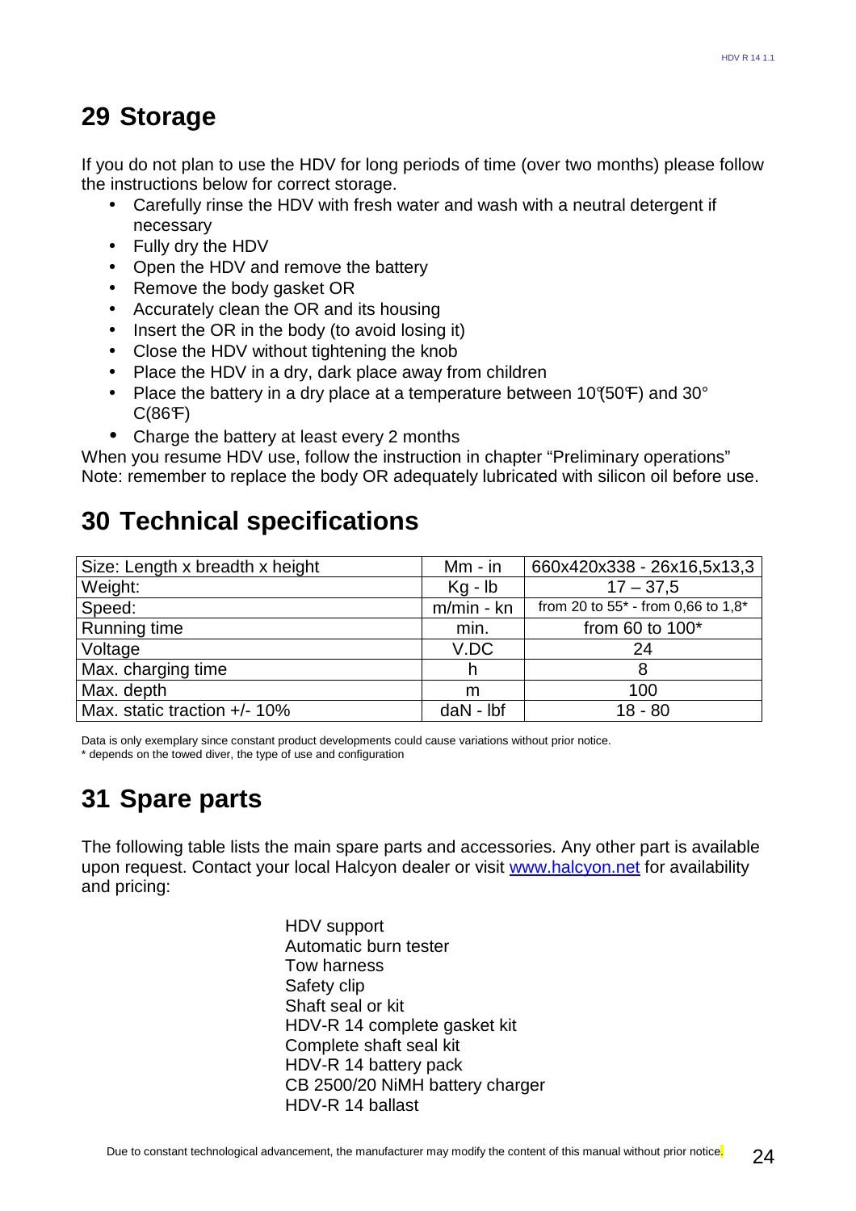# 29 Storage

If you do not plan to use the HDV for long periods of time (over two months) please follow the instructions below for correct storage.

- Carefully rinse the HDV with fresh water and wash with a neutral detergent if necessary
- Fully dry the HDV
- Open the HDV and remove the battery
- Remove the body gasket OR
- Accurately clean the OR and its housing
- Insert the OR in the body (to avoid losing it)
- Close the HDV without tightening the knob
- Place the HDV in a dry, dark place away from children
- Place the battery in a dry place at a temperature between 10°(50°F) and 30° C(86°F)
- Charge the battery at least every 2 months

When you resume HDV use, follow the instruction in chapter "Preliminary operations"
Note: remember to replace the body OR adequately lubricated with silicon oil before use.

# 30 Technical specifications

| Size: Length x breadth x height | Mm - in | 660x420x338 - 26x16,5x13,3 |
|---|---|---|
| Weight: | Kg - lb | 17 – 37,5 |
| Speed: | m/min - kn | from 20 to 55* - from 0,66 to 1,8* |
| Running time | min. | from 60 to 100* |
| Voltage | V.DC | 24 |
| Max. charging time | h | 8 |
| Max. depth | m | 100 |
| Max. static traction +/- 10% | daN - lbf | 18 - 80 |

Data is only exemplary since constant product developments could cause variations without prior notice.
* depends on the towed diver, the type of use and configuration

# 31 Spare parts

The following table lists the main spare parts and accessories. Any other part is available upon request. Contact your local Halcyon dealer or visit www.halcyon.net for availability and pricing:

HDV support
Automatic burn tester
Tow harness
Safety clip
Shaft seal or kit
HDV-R 14 complete gasket kit
Complete shaft seal kit
HDV-R 14 battery pack
CB 2500/20 NiMH battery charger
HDV-R 14 ballast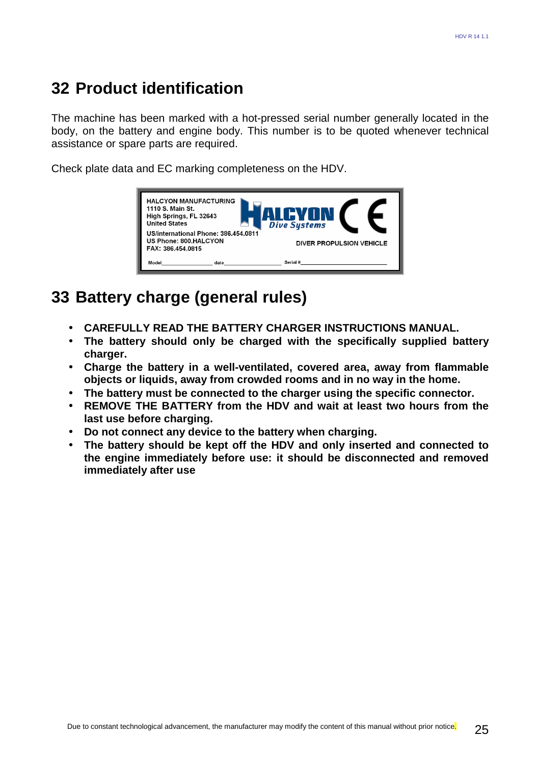## 32 Product identification

The machine has been marked with a hot-pressed serial number generally located in the body, on the battery and engine body. This number is to be quoted whenever technical assistance or spare parts are required.

Check plate data and EC marking completeness on the HDV.

HALCYON MANUFACTURING
1110 S. Main St.
High Springs, FL 32643
United States
US/international Phone: 386.454.0811
US Phone: 800.HALCYON
FAX: 386.454.0815

HALCYON Dive Systems CE

DIVER PROPULSION VEHICLE

Model________________ date________________ Serial #________________________

## 33 Battery charge (general rules)

- **CAREFULLY READ THE BATTERY CHARGER INSTRUCTIONS MANUAL.**
- **The battery should only be charged with the specifically supplied battery charger.**
- **Charge the battery in a well-ventilated, covered area, away from flammable objects or liquids, away from crowded rooms and in no way in the home.**
- **The battery must be connected to the charger using the specific connector.**
- **REMOVE THE BATTERY from the HDV and wait at least two hours from the last use before charging.**
- **Do not connect any device to the battery when charging.**
- **The battery should be kept off the HDV and only inserted and connected to the engine immediately before use: it should be disconnected and removed immediately after use**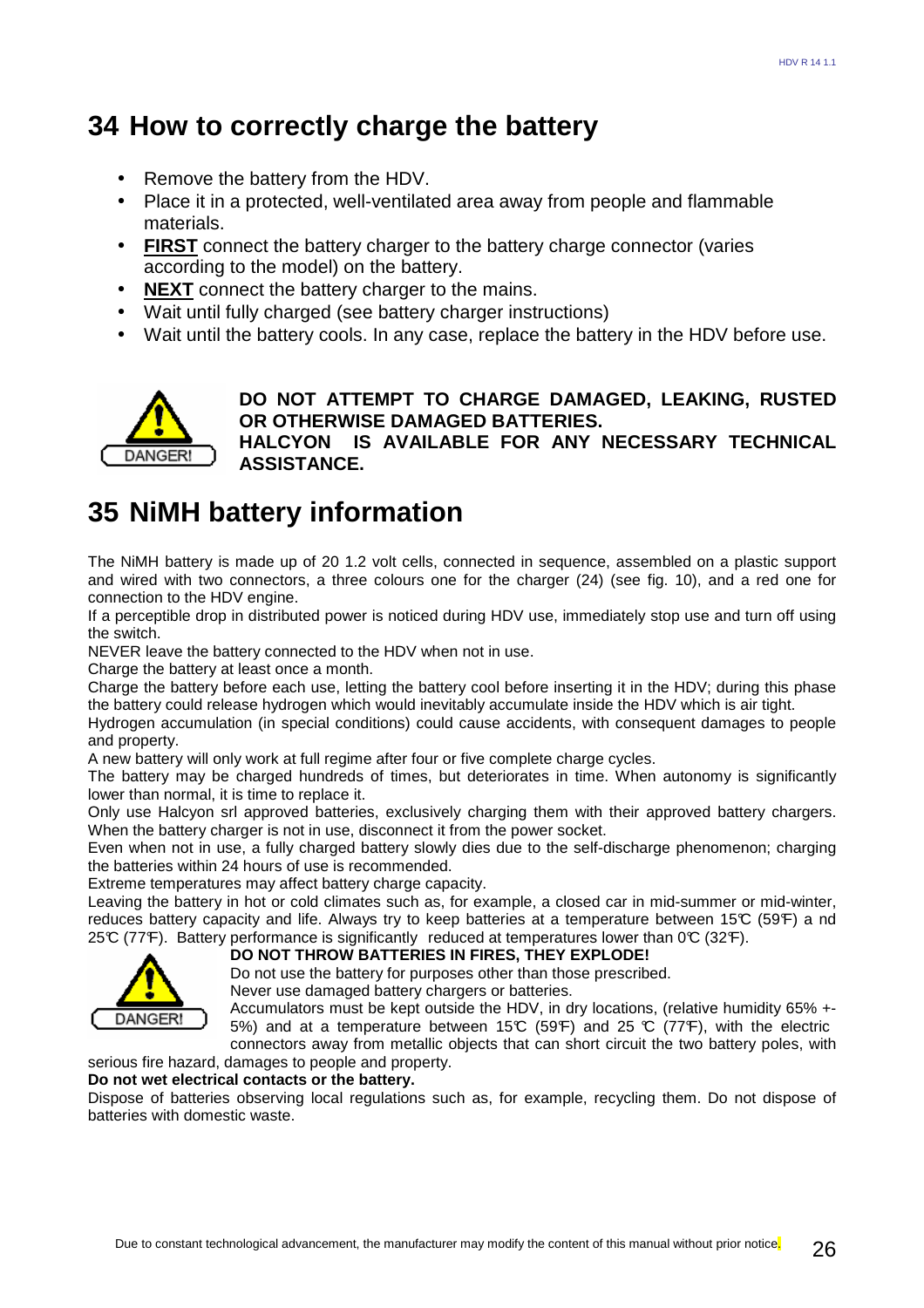## 34 How to correctly charge the battery

- Remove the battery from the HDV.
- Place it in a protected, well-ventilated area away from people and flammable materials.
- **FIRST** connect the battery charger to the battery charge connector (varies according to the model) on the battery.
- **NEXT** connect the battery charger to the mains.
- Wait until fully charged (see battery charger instructions)
- Wait until the battery cools. In any case, replace the battery in the HDV before use.

DANGER!

**DO NOT ATTEMPT TO CHARGE DAMAGED, LEAKING, RUSTED OR OTHERWISE DAMAGED BATTERIES.**
**HALCYON IS AVAILABLE FOR ANY NECESSARY TECHNICAL ASSISTANCE.**

## 35 NiMH battery information

The NiMH battery is made up of 20 1.2 volt cells, connected in sequence, assembled on a plastic support and wired with two connectors, a three colours one for the charger (24) (see fig. 10), and a red one for connection to the HDV engine.
If a perceptible drop in distributed power is noticed during HDV use, immediately stop use and turn off using the switch.
NEVER leave the battery connected to the HDV when not in use.
Charge the battery at least once a month.
Charge the battery before each use, letting the battery cool before inserting it in the HDV; during this phase the battery could release hydrogen which would inevitably accumulate inside the HDV which is air tight.
Hydrogen accumulation (in special conditions) could cause accidents, with consequent damages to people and property.
A new battery will only work at full regime after four or five complete charge cycles.
The battery may be charged hundreds of times, but deteriorates in time. When autonomy is significantly lower than normal, it is time to replace it.
Only use Halcyon srl approved batteries, exclusively charging them with their approved battery chargers. When the battery charger is not in use, disconnect it from the power socket.
Even when not in use, a fully charged battery slowly dies due to the self-discharge phenomenon; charging the batteries within 24 hours of use is recommended.
Extreme temperatures may affect battery charge capacity.
Leaving the battery in hot or cold climates such as, for example, a closed car in mid-summer or mid-winter, reduces battery capacity and life. Always try to keep batteries at a temperature between 15℃ (59℉) a nd 25℃ (77℉). Battery performance is significantly reduced at temperatures lower than 0℃ (32℉).

DANGER!

**DO NOT THROW BATTERIES IN FIRES, THEY EXPLODE!**
Do not use the battery for purposes other than those prescribed.
Never use damaged battery chargers or batteries.
Accumulators must be kept outside the HDV, in dry locations, (relative humidity 65% +-5%) and at a temperature between 15℃ (59℉) and 25 ℃ (77℉), with the electric connectors away from metallic objects that can short circuit the two battery poles, with serious fire hazard, damages to people and property.
**Do not wet electrical contacts or the battery.**
Dispose of batteries observing local regulations such as, for example, recycling them. Do not dispose of batteries with domestic waste.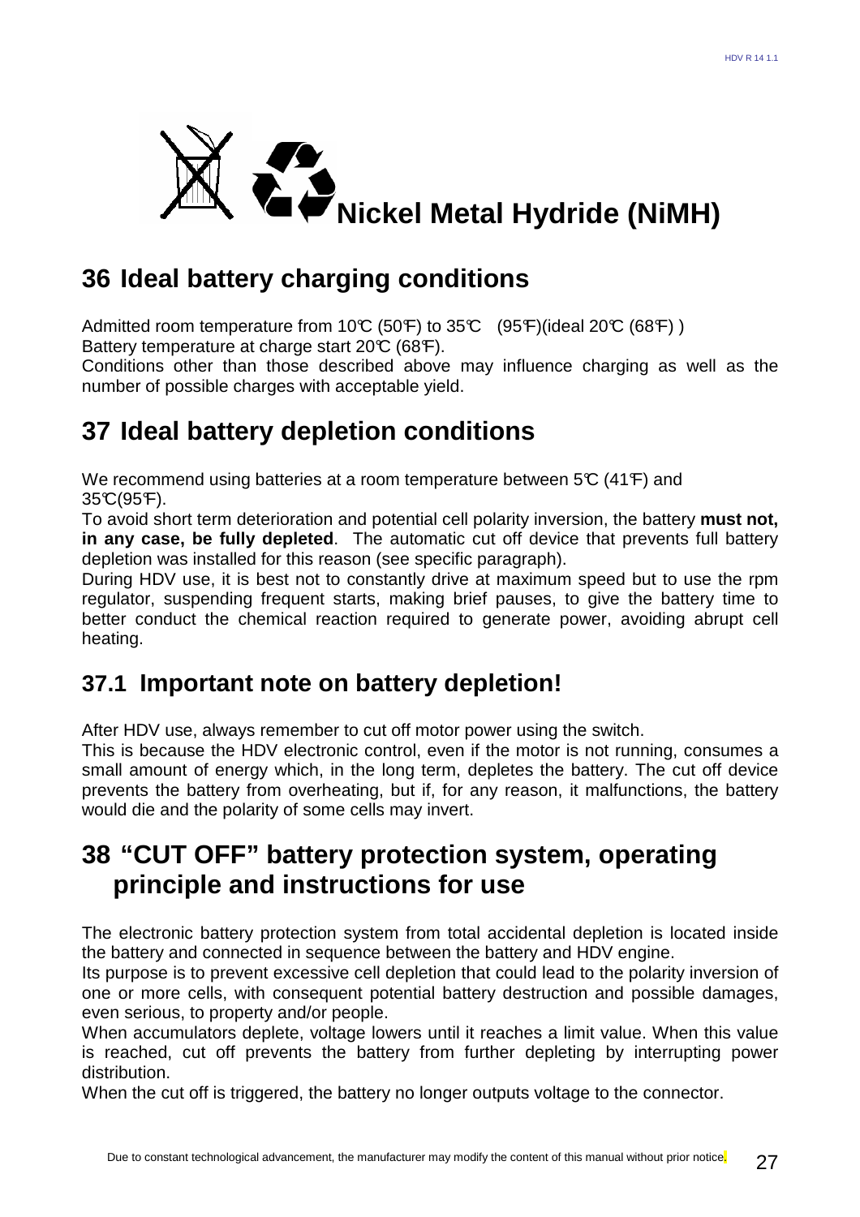# Nickel Metal Hydride (NiMH)

## 36 Ideal battery charging conditions

Admitted room temperature from 10℃ (50℉) to 35℃ (95℉)(ideal 20℃ (68℉) )
Battery temperature at charge start 20℃ (68℉).
Conditions other than those described above may influence charging as well as the number of possible charges with acceptable yield.

## 37 Ideal battery depletion conditions

We recommend using batteries at a room temperature between 5℃ (41℉) and 35℃(95℉).
To avoid short term deterioration and potential cell polarity inversion, the battery **must not, in any case, be fully depleted**. The automatic cut off device that prevents full battery depletion was installed for this reason (see specific paragraph).
During HDV use, it is best not to constantly drive at maximum speed but to use the rpm regulator, suspending frequent starts, making brief pauses, to give the battery time to better conduct the chemical reaction required to generate power, avoiding abrupt cell heating.

### 37.1 Important note on battery depletion!

After HDV use, always remember to cut off motor power using the switch.
This is because the HDV electronic control, even if the motor is not running, consumes a small amount of energy which, in the long term, depletes the battery. The cut off device prevents the battery from overheating, but if, for any reason, it malfunctions, the battery would die and the polarity of some cells may invert.

## 38 "CUT OFF" battery protection system, operating principle and instructions for use

The electronic battery protection system from total accidental depletion is located inside the battery and connected in sequence between the battery and HDV engine.
Its purpose is to prevent excessive cell depletion that could lead to the polarity inversion of one or more cells, with consequent potential battery destruction and possible damages, even serious, to property and/or people.
When accumulators deplete, voltage lowers until it reaches a limit value. When this value is reached, cut off prevents the battery from further depleting by interrupting power distribution.
When the cut off is triggered, the battery no longer outputs voltage to the connector.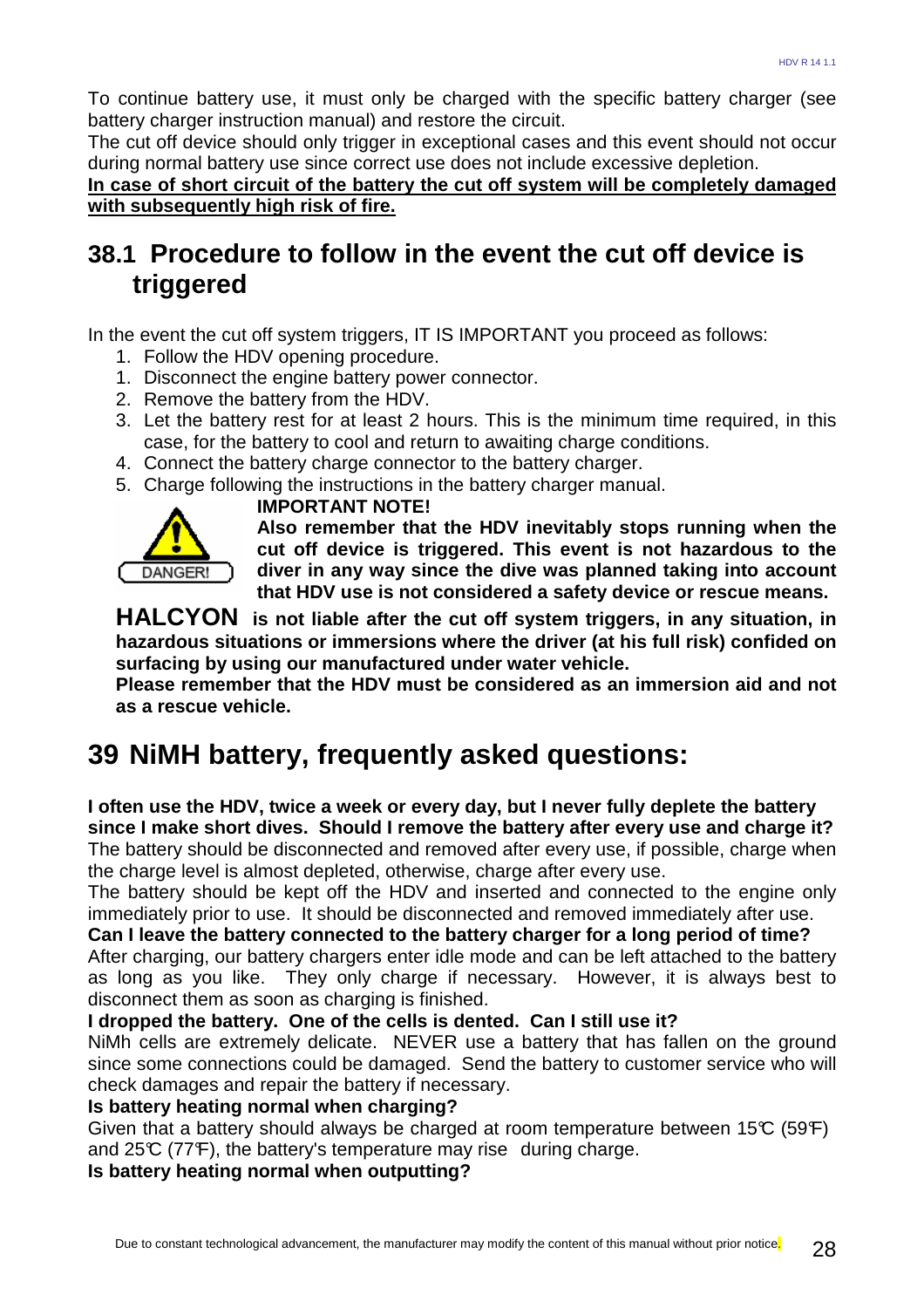To continue battery use, it must only be charged with the specific battery charger (see battery charger instruction manual) and restore the circuit.
The cut off device should only trigger in exceptional cases and this event should not occur during normal battery use since correct use does not include excessive depletion.
**In case of short circuit of the battery the cut off system will be completely damaged with subsequently high risk of fire.**

## 38.1 Procedure to follow in the event the cut off device is triggered

In the event the cut off system triggers, IT IS IMPORTANT you proceed as follows:

1. Follow the HDV opening procedure.
1. Disconnect the engine battery power connector.
2. Remove the battery from the HDV.
3. Let the battery rest for at least 2 hours. This is the minimum time required, in this case, for the battery to cool and return to awaiting charge conditions.
4. Connect the battery charge connector to the battery charger.
5. Charge following the instructions in the battery charger manual.

DANGER!

**IMPORTANT NOTE!**
**Also remember that the HDV inevitably stops running when the cut off device is triggered. This event is not hazardous to the diver in any way since the dive was planned taking into account that HDV use is not considered a safety device or rescue means.**

**HALCYON is not liable after the cut off system triggers, in any situation, in hazardous situations or immersions where the driver (at his full risk) confided on surfacing by using our manufactured under water vehicle.**
**Please remember that the HDV must be considered as an immersion aid and not as a rescue vehicle.**

# 39 NiMH battery, frequently asked questions:

**I often use the HDV, twice a week or every day, but I never fully deplete the battery since I make short dives. Should I remove the battery after every use and charge it?**
The battery should be disconnected and removed after every use, if possible, charge when the charge level is almost depleted, otherwise, charge after every use.
The battery should be kept off the HDV and inserted and connected to the engine only immediately prior to use. It should be disconnected and removed immediately after use.
**Can I leave the battery connected to the battery charger for a long period of time?**
After charging, our battery chargers enter idle mode and can be left attached to the battery as long as you like. They only charge if necessary. However, it is always best to disconnect them as soon as charging is finished.
**I dropped the battery. One of the cells is dented. Can I still use it?**
NiMh cells are extremely delicate. NEVER use a battery that has fallen on the ground since some connections could be damaged. Send the battery to customer service who will check damages and repair the battery if necessary.
**Is battery heating normal when charging?**
Given that a battery should always be charged at room temperature between 15°C (59°F) and 25°C (77°F), the battery's temperature may rise during charge.
**Is battery heating normal when outputting?**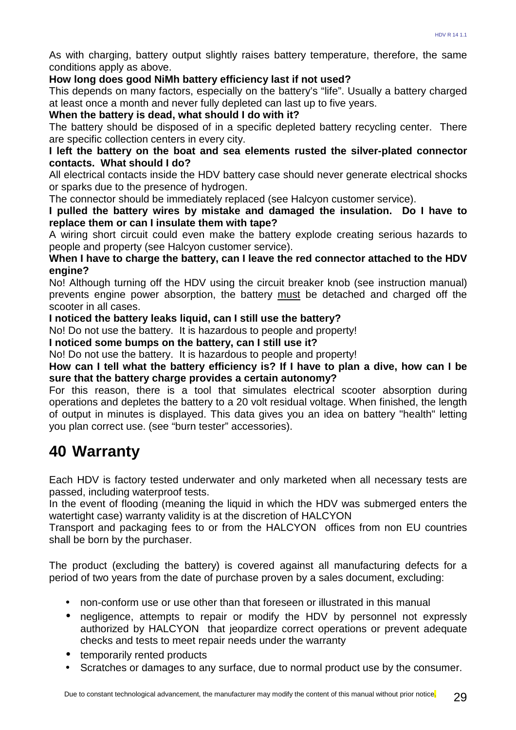As with charging, battery output slightly raises battery temperature, therefore, the same conditions apply as above.

**How long does good NiMh battery efficiency last if not used?**

This depends on many factors, especially on the battery's "life". Usually a battery charged at least once a month and never fully depleted can last up to five years.

**When the battery is dead, what should I do with it?**

The battery should be disposed of in a specific depleted battery recycling center. There are specific collection centers in every city.

**I left the battery on the boat and sea elements rusted the silver-plated connector contacts. What should I do?**

All electrical contacts inside the HDV battery case should never generate electrical shocks or sparks due to the presence of hydrogen.

The connector should be immediately replaced (see Halcyon customer service).

**I pulled the battery wires by mistake and damaged the insulation. Do I have to replace them or can I insulate them with tape?**

A wiring short circuit could even make the battery explode creating serious hazards to people and property (see Halcyon customer service).

**When I have to charge the battery, can I leave the red connector attached to the HDV engine?**

No! Although turning off the HDV using the circuit breaker knob (see instruction manual) prevents engine power absorption, the battery <u>must</u> be detached and charged off the scooter in all cases.

**I noticed the battery leaks liquid, can I still use the battery?**

No! Do not use the battery. It is hazardous to people and property!

**I noticed some bumps on the battery, can I still use it?**

No! Do not use the battery. It is hazardous to people and property!

**How can I tell what the battery efficiency is? If I have to plan a dive, how can I be sure that the battery charge provides a certain autonomy?**

For this reason, there is a tool that simulates electrical scooter absorption during operations and depletes the battery to a 20 volt residual voltage. When finished, the length of output in minutes is displayed. This data gives you an idea on battery "health" letting you plan correct use. (see "burn tester" accessories).

# 40 Warranty

Each HDV is factory tested underwater and only marketed when all necessary tests are passed, including waterproof tests.

In the event of flooding (meaning the liquid in which the HDV was submerged enters the watertight case) warranty validity is at the discretion of HALCYON

Transport and packaging fees to or from the HALCYON offices from non EU countries shall be born by the purchaser.

The product (excluding the battery) is covered against all manufacturing defects for a period of two years from the date of purchase proven by a sales document, excluding:

- non-conform use or use other than that foreseen or illustrated in this manual
- negligence, attempts to repair or modify the HDV by personnel not expressly authorized by HALCYON that jeopardize correct operations or prevent adequate checks and tests to meet repair needs under the warranty
- temporarily rented products
- Scratches or damages to any surface, due to normal product use by the consumer.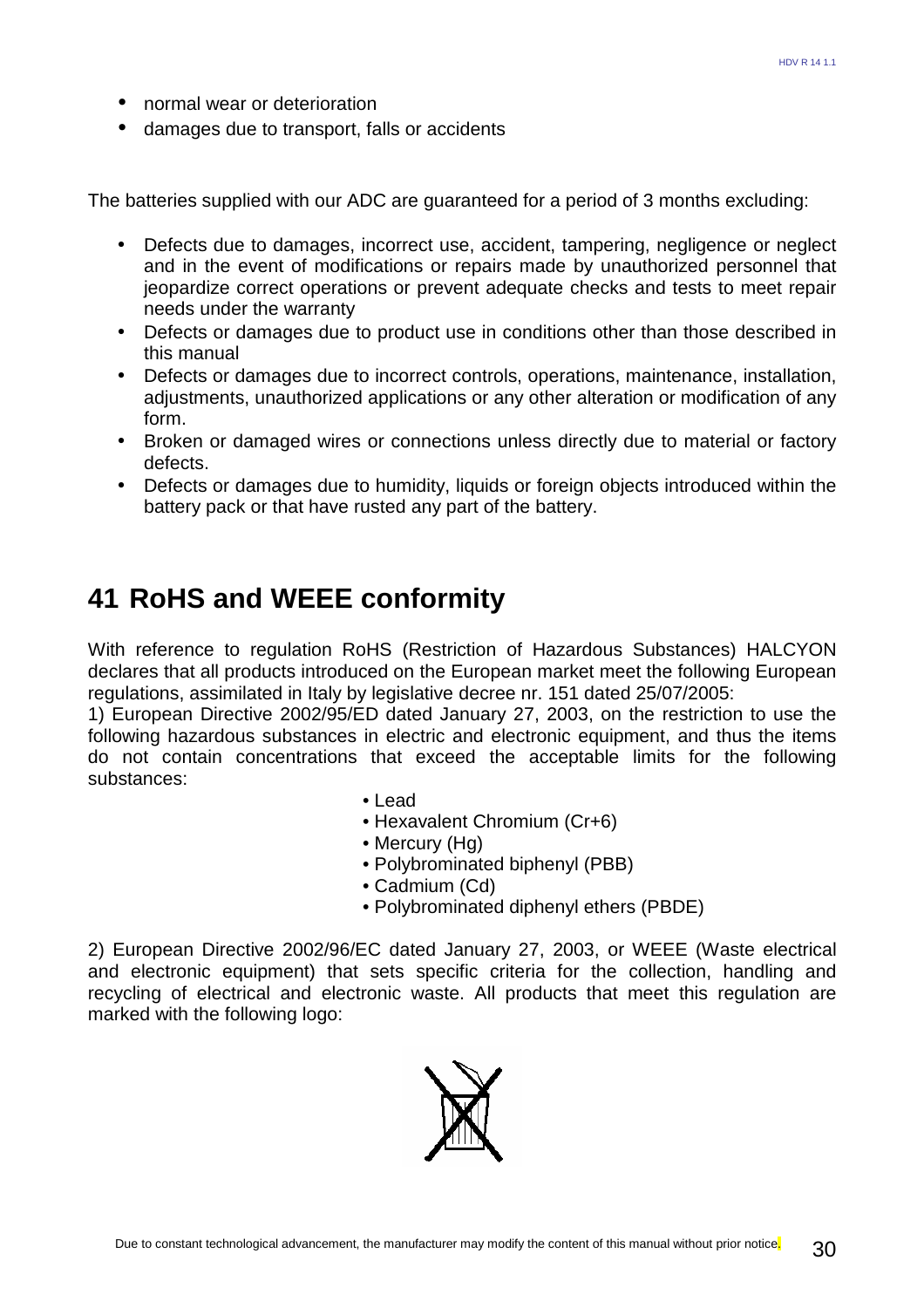- normal wear or deterioration
- damages due to transport, falls or accidents

The batteries supplied with our ADC are guaranteed for a period of 3 months excluding:

- Defects due to damages, incorrect use, accident, tampering, negligence or neglect and in the event of modifications or repairs made by unauthorized personnel that jeopardize correct operations or prevent adequate checks and tests to meet repair needs under the warranty
- Defects or damages due to product use in conditions other than those described in this manual
- Defects or damages due to incorrect controls, operations, maintenance, installation, adjustments, unauthorized applications or any other alteration or modification of any form.
- Broken or damaged wires or connections unless directly due to material or factory defects.
- Defects or damages due to humidity, liquids or foreign objects introduced within the battery pack or that have rusted any part of the battery.

# 41 RoHS and WEEE conformity

With reference to regulation RoHS (Restriction of Hazardous Substances) HALCYON declares that all products introduced on the European market meet the following European regulations, assimilated in Italy by legislative decree nr. 151 dated 25/07/2005:

1) European Directive 2002/95/ED dated January 27, 2003, on the restriction to use the following hazardous substances in electric and electronic equipment, and thus the items do not contain concentrations that exceed the acceptable limits for the following substances:

- Lead
- Hexavalent Chromium (Cr+6)
- Mercury (Hg)
- Polybrominated biphenyl (PBB)
- Cadmium (Cd)
- Polybrominated diphenyl ethers (PBDE)

2) European Directive 2002/96/EC dated January 27, 2003, or WEEE (Waste electrical and electronic equipment) that sets specific criteria for the collection, handling and recycling of electrical and electronic waste. All products that meet this regulation are marked with the following logo:

Due to constant technological advancement, the manufacturer may modify the content of this manual without prior notice.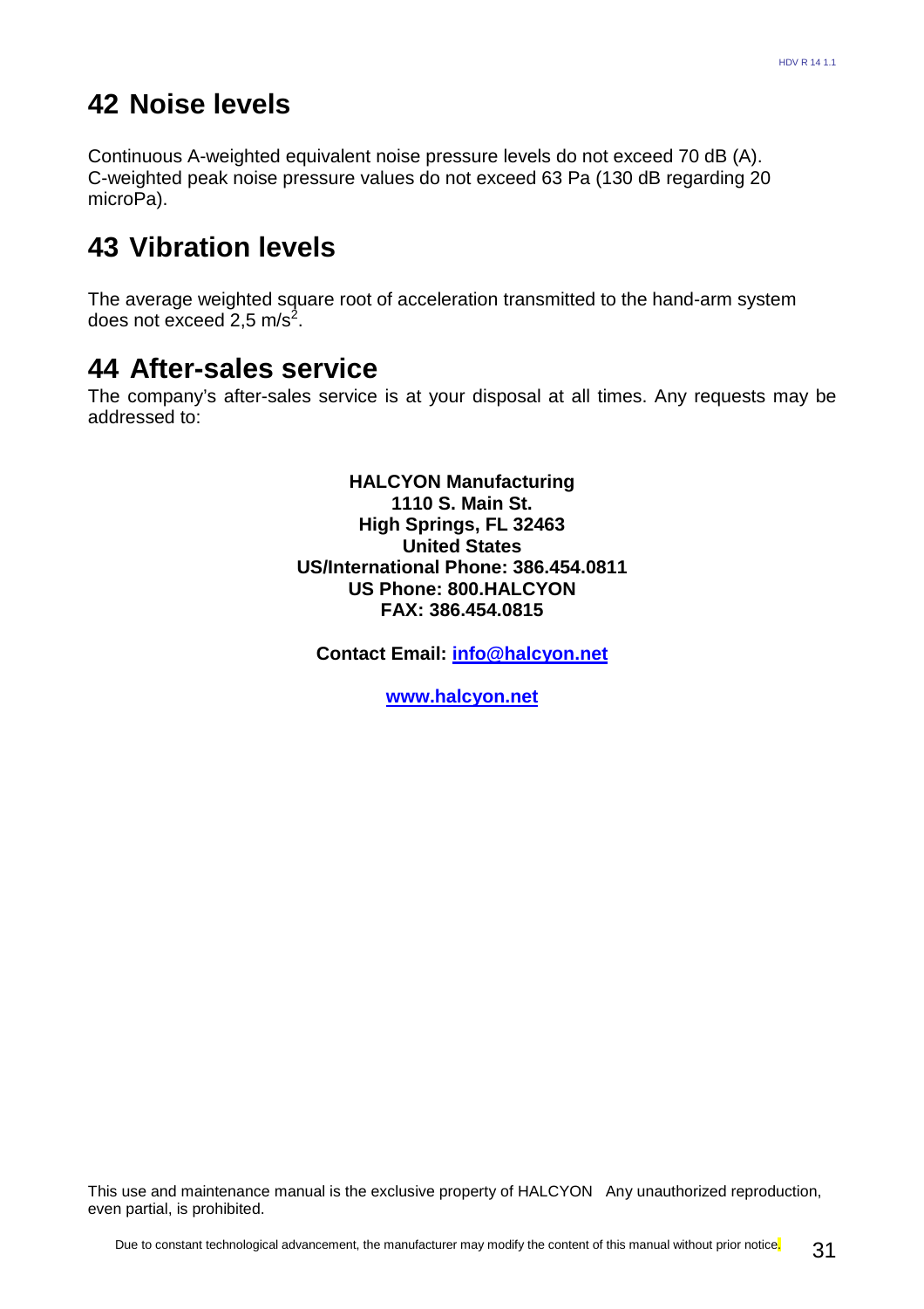## 42 Noise levels

Continuous A-weighted equivalent noise pressure levels do not exceed 70 dB (A).
C-weighted peak noise pressure values do not exceed 63 Pa (130 dB regarding 20 microPa).

## 43 Vibration levels

The average weighted square root of acceleration transmitted to the hand-arm system does not exceed 2,5 $m/s^2$.

## 44 After-sales service

The company's after-sales service is at your disposal at all times. Any requests may be addressed to:

**HALCYON Manufacturing**
**1110 S. Main St.**
**High Springs, FL 32463**
**United States**
**US/International Phone: 386.454.0811**
**US Phone: 800.HALCYON**
**FAX: 386.454.0815**

**Contact Email: info@halcyon.net**

**www.halcyon.net**

This use and maintenance manual is the exclusive property of HALCYON Any unauthorized reproduction, even partial, is prohibited.

Due to constant technological advancement, the manufacturer may modify the content of this manual without prior notice.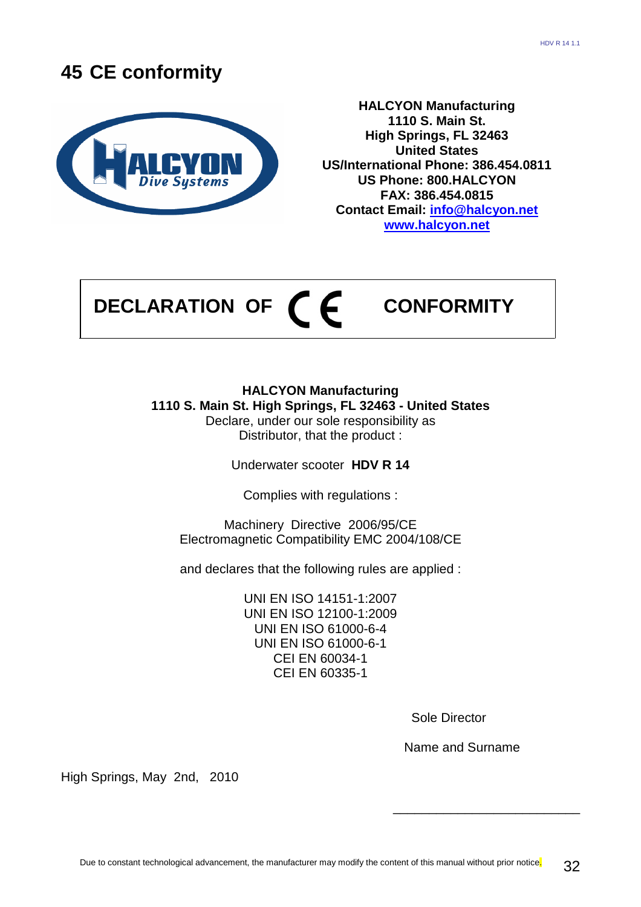# 45 CE conformity

**HALCYON Manufacturing**
**1110 S. Main St.**
**High Springs, FL 32463**
**United States**
**US/International Phone: 386.454.0811**
**US Phone: 800.HALCYON**
**FAX: 386.454.0815**
**Contact Email: info@halcyon.net**
**www.halcyon.net**

## DECLARATION OF CE CONFORMITY

**HALCYON Manufacturing**
**1110 S. Main St. High Springs, FL 32463 - United States**
Declare, under our sole responsibility as
Distributor, that the product :

Underwater scooter **HDV R 14**

Complies with regulations :

Machinery Directive 2006/95/CE
Electromagnetic Compatibility EMC 2004/108/CE

and declares that the following rules are applied :

UNI EN ISO 14151-1:2007
UNI EN ISO 12100-1:2009
UNI EN ISO 61000-6-4
UNI EN ISO 61000-6-1
CEI EN 60034-1
CEI EN 60335-1

Sole Director

Name and Surname

High Springs, May 2nd, 2010

\_\_\_\_\_\_\_\_\_\_\_\_\_\_\_\_\_\_\_\_\_\_\_\_\_\_

Due to constant technological advancement, the manufacturer may modify the content of this manual without prior notice.